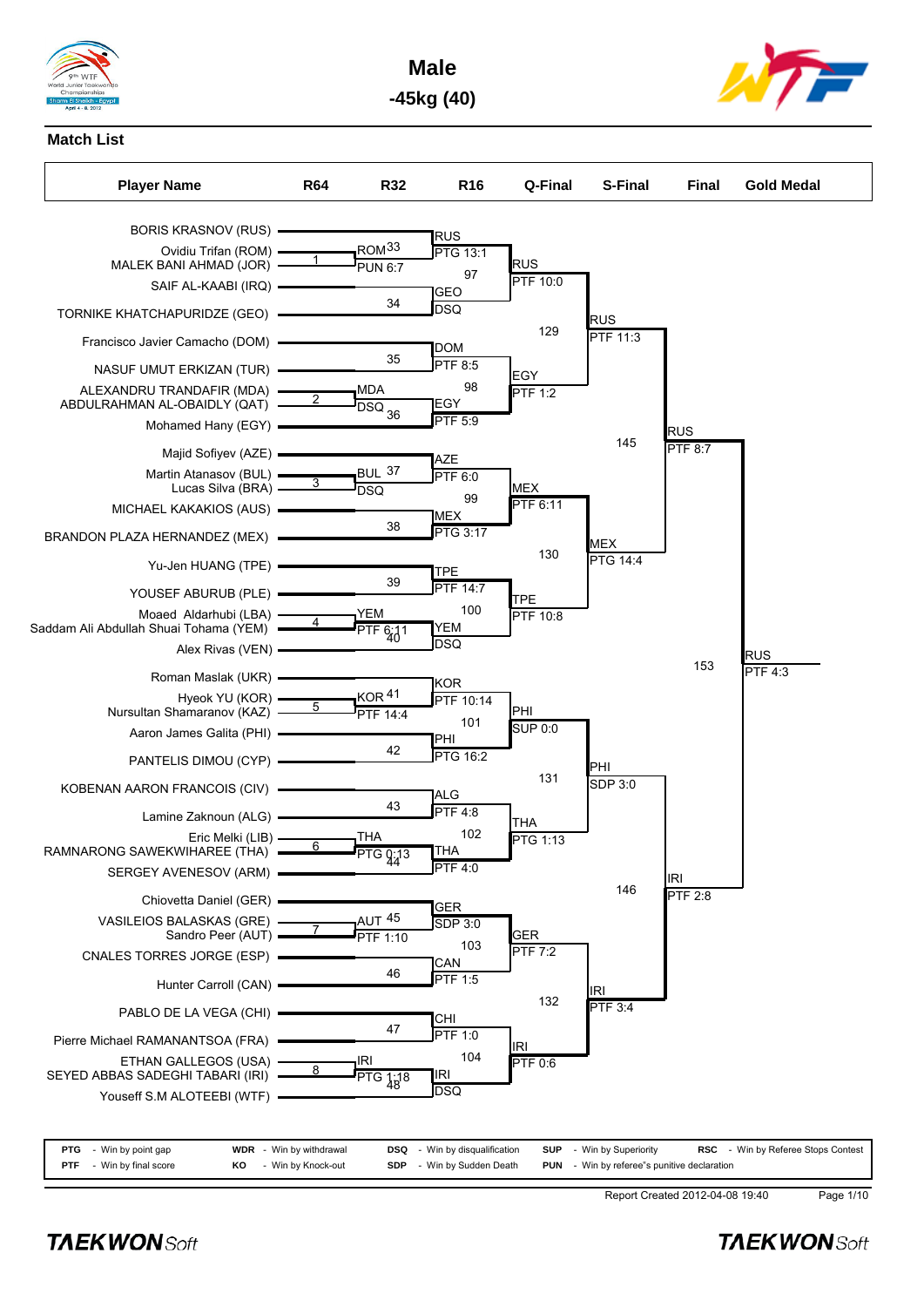# Male

## -45kg (40)

### Match List

| Player Name | R64 | R32 | R16 | Q-Final | S-Final | Final | Gold Medal |
|---|---|---|---|---|---|---|---|
| BORIS KRASNOV (RUS) | | | RUS PTG 13:1 | | | | |
| Ovidiu Trifan (ROM) | 1 | ROM 33 | | | | | |
| MALEK BANI AHMAD (JOR) | | PUN 6:7 | | RUS PTF 10:0 | | | |
| SAIF AL-KAABI (IRQ) | | | 97 | | | | |
| TORNIKE KHATCHAPURIDZE (GEO) | | 34 | GEO DSQ | | RUS PTF 11:3 | | |
| Francisco Javier Camacho (DOM) | | | DOM PTF 8:5 | 129 | | | |
| NASUF UMUT ERKIZAN (TUR) | | 35 | | | | | |
| ALEXANDRU TRANDAFIR (MDA) | 2 | MDA DSQ | 98 | EGY PTF 1:2 | | | |
| ABDULRAHMAN AL-OBAIDLY (QAT) | | 36 | EGY PTF 5:9 | | | | |
| Mohamed Hany (EGY) | | | | | | RUS PTF 8:7 | |
| Majid Sofiyev (AZE) | | | AZE PTF 6:0 | | 145 | | |
| Martin Atanasov (BUL) | 3 | BUL 37 | | | | | |
| Lucas Silva (BRA) | | DSQ | 99 | MEX PTF 6:11 | | | |
| MICHAEL KAKAKIOS (AUS) | | | MEX PTG 3:17 | | | | |
| BRANDON PLAZA HERNANDEZ (MEX) | | 38 | | 130 | MEX PTG 14:4 | | |
| Yu-Jen HUANG (TPE) | | | TPE PTF 14:7 | | | | |
| YOUSEF ABURUB (PLE) | | 39 | | TPE PTF 10:8 | | | |
| Moaed Aldarhubi (LBA) | 4 | YEM | 100 | | | | |
| Saddam Ali Abdullah Shuai Tohama (YEM) | | PTF 6:11 40 | YEM DSQ | | | | |
| Alex Rivas (VEN) | | | | | | 153 | RUS PTF 4:3 |
| Roman Maslak (UKR) | | | KOR PTF 10:14 | | | | |
| Hyeok YU (KOR) | 5 | KOR 41 | | | | | |
| Nursultan Shamaranov (KAZ) | | PTF 14:4 | 101 | PHI SUP 0:0 | | | |
| Aaron James Galita (PHI) | | | PHI PTG 16:2 | | | | |
| PANTELIS DIMOU (CYP) | | 42 | | 131 | PHI SDP 3:0 | | |
| KOBENAN AARON FRANCOIS (CIV) | | | ALG PTF 4:8 | | | | |
| Lamine Zaknoun (ALG) | | 43 | | THA PTG 1:13 | | | |
| Eric Melki (LIB) | 6 | THA | 102 | | | | |
| RAMNARONG SAWEKWIHAREE (THA) | | PTG 0:13 44 | THA PTF 4:0 | | | | |
| SERGEY AVENESOV (ARM) | | | | | | IRI PTF 2:8 | |
| Chiovetta Daniel (GER) | | | GER SDP 3:0 | | 146 | | |
| VASILEIOS BALASKAS (GRE) | 7 | AUT 45 | | | | | |
| Sandro Peer (AUT) | | PTF 1:10 | 103 | GER PTF 7:2 | | | |
| CNALES TORRES JORGE (ESP) | | | CAN PTF 1:5 | | | | |
| Hunter Carroll (CAN) | | 46 | | 132 | IRI PTF 3:4 | | |
| PABLO DE LA VEGA (CHI) | | | CHI PTF 1:0 | | | | |
| Pierre Michael RAMANANTSOA (FRA) | | 47 | | IRI PTF 0:6 | | | |
| ETHAN GALLEGOS (USA) | 8 | IRI | 104 | | | | |
| SEYED ABBAS SADEGHI TABARI (IRI) | | PTG 1:18 48 | IRI DSQ | | | | |
| Youseff S.M ALOTEEBI (WTF) | | | | | | | |

| | | | | |
|---|---|---|---|---|
| PTG - Win by point gap | WDR - Win by withdrawal | DSQ - Win by disqualification | SUP - Win by Superiority | RSC - Win by Referee Stops Contest |
| PTF - Win by final score | KO - Win by Knock-out | SDP - Win by Sudden Death | PUN - Win by referee"s punitive declaration | |

Report Created 2012-04-08 19:40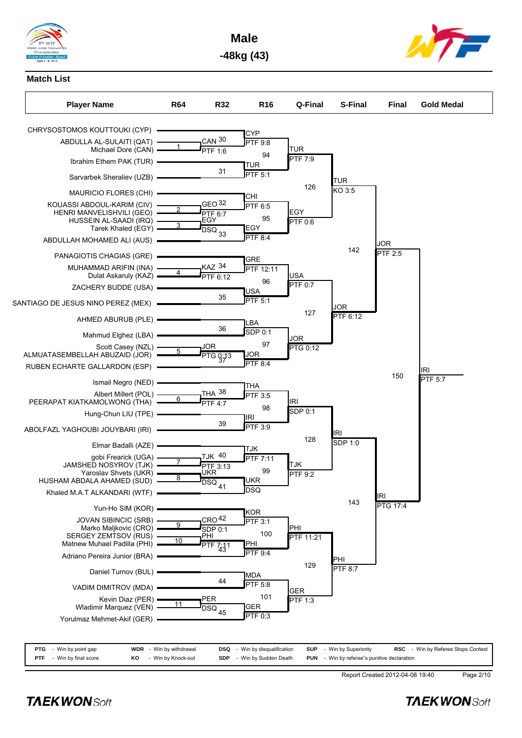# Male

## -48kg (43)

### Match List

**Player Name** | R64 | R32 | R16 | Q-Final | S-Final | Final | Gold Medal

| Player Name | R64 | R32 | R16 | Q-Final | S-Final | Final | Gold Medal |
|---|---|---|---|---|---|---|---|
| CHRYSOSTOMOS KOUTTOUKI (CYP) | | | CYP PTF 9:8 | | | | |
| ABDULLA AL-SULAITI (QAT) | 1 | CAN 30 PTF 1:6 | | | | | |
| Michael Dore (CAN) | | | | | | | |
| Ibrahim Ethem PAK (TUR) | | 31 | 94 TUR PTF 5:1 | TUR PTF 7:9 | | | |
| Sarvarbek Sheraliev (UZB) | | | | | 126 TUR KO 3:5 | | |
| MAURICIO FLORES (CHI) | | | CHI PTF 6:5 | | | | |
| KOUASSI ABDOUL-KARIM (CIV) | 2 | GEO 32 PTF 6:7 | | | | | |
| HENRI MANVELISHVILI (GEO) | | | | | | | |
| HUSSEIN AL-SAADI (IRQ) | 3 | EGY DSQ 33 | 95 EGY PTF 8:4 | EGY PTF 0:6 | | | |
| Tarek Khaled (EGY) | | | | | | | |
| ABDULLAH MOHAMED ALI (AUS) | | | | | | 142 JOR PTF 2:5 | |
| PANAGIOTIS CHAGIAS (GRE) | | | GRE PTF 12:11 | | | | |
| MUHAMMAD ARIFIN (INA) | 4 | KAZ 34 PTF 6:12 | | | | | |
| Dulat Askaruly (KAZ) | | | | | | | |
| ZACHERY BUDDE (USA) | | 35 | 96 USA PTF 5:1 | USA PTF 0:7 | | | |
| SANTIAGO DE JESUS NINO PEREZ (MEX) | | | | | 127 JOR PTF 6:12 | | |
| AHMED ABURUB (PLE) | | 36 | LBA SDP 0:1 | | | | |
| Mahmud Elghez (LBA) | | | | | | | |
| Scott Casey (NZL) | 5 | JOR PTG 0:13 37 | 97 JOR PTF 8:4 | JOR PTG 0:12 | | | |
| ALMUATASEMBELLAH ABUZAID (JOR) | | | | | | | |
| RUBEN ECHARTE GALLARDON (ESP) | | | | | | | 150 IRI PTF 5:7 |
| Ismail Negro (NED) | | | THA PTF 3:5 | | | | |
| Albert Millert (POL) | 6 | THA 38 PTF 4:7 | | | | | |
| PEERAPAT KIATKAMOLWONG (THA) | | | | | | | |
| Hung-Chun LIU (TPE) | | 39 | 98 IRI PTF 3:9 | IRI SDP 0:1 | | | |
| ABOLFAZL YAGHOUBI JOUYBARI (IRI) | | | | | 128 IRI SDP 1:0 | | |
| Elmar Badalli (AZE) | | | TJK PTF 7:11 | | | | |
| gobi Frearick (UGA) | 7 | TJK 40 PTF 3:13 | | | | | |
| JAMSHED NOSYROV (TJK) | | | | | | | |
| Yaroslav Shvets (UKR) | 8 | UKR DSQ 41 | 99 UKR DSQ | TJK PTF 9:2 | | | |
| HUSHAM ABDALA AHAMED (SUD) | | | | | | | |
| Khaled M.A.T ALKANDARI (WTF) | | | | | | 143 IRI PTG 17:4 | |
| Yun-Ho SIM (KOR) | | | KOR PTF 3:1 | | | | |
| JOVAN SIBINCIC (SRB) | 9 | CRO 42 SDP 0:1 | | | | | |
| Marko Maljkovic (CRO) | | | | | | | |
| SERGEY ZEMTSOV (RUS) | 10 | PHI PTF 7:11 43 | 100 PHI PTF 9:4 | PHI PTF 11:21 | | | |
| Matnew Muhael Padilla (PHI) | | | | | | | |
| Adriano Pereira Junior (BRA) | | | | | 129 PHI PTF 8:7 | | |
| Daniel Turnov (BUL) | | 44 | MDA PTF 5:8 | | | | |
| VADIM DIMITROV (MDA) | | | | | | | |
| Kevin Diaz (PER) | 11 | PER DSQ 45 | 101 GER PTF 0:3 | GER PTF 1:3 | | | |
| Wladimir Marquez (VEN) | | | | | | | |
| Yorulmaz Mehmet-Akif (GER) | | | | | | | |

| | | | | | | | | | |
|---|---|---|---|---|---|---|---|---|---|
| PTG | - Win by point gap | WDR | - Win by withdrawal | DSQ | - Win by disqualification | SUP | - Win by Superiority | RSC | - Win by Referee Stops Contest |
| PTF | - Win by final score | KO | - Win by Knock-out | SDP | - Win by Sudden Death | PUN | - Win by referee"s punitive declaration | | |

Report Created 2012-04-08 19:40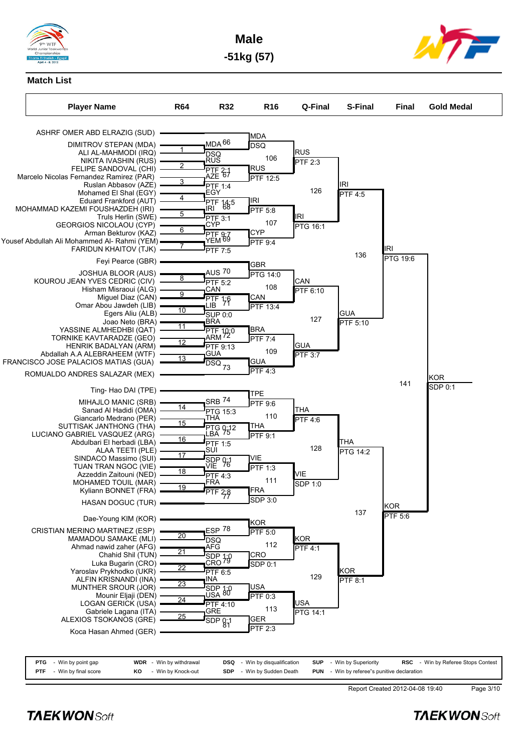# Male

## -51kg (57)

### Match List

| Player Name | R64 | R32 | R16 | Q-Final | S-Final | Final | Gold Medal |
|---|---|---|---|---|---|---|---|

**Players (in bracket order):**

- ASHRF OMER ABD ELRAZIG (SUD)
- DIMITROV STEPAN (MDA)
- ALI AL-MAHMODI (IRQ)
- NIKITA IVASHIN (RUS)
- FELIPE SANDOVAL (CHI)
- Marcelo Nicolas Fernandez Ramirez (PAR)
- Ruslan Abbasov (AZE)
- Mohamed El Shal (EGY)
- Eduard Frankford (AUT)
- MOHAMMAD KAZEMI FOUSHAZDEH (IRI)
- Truls Herlin (SWE)
- GEORGIOS NICOLAOU (CYP)
- Arman Bekturov (KAZ)
- Yousef Abdullah Ali Mohammed Al- Rahmi (YEM)
- FARIDUN KHAITOV (TJK)
- Feyi Pearce (GBR)
- JOSHUA BLOOR (AUS)
- KOUROU JEAN YVES CEDRIC (CIV)
- Hisham Misraoui (ALG)
- Miguel Diaz (CAN)
- Omar Abou Jawdeh (LIB)
- Egers Aliu (ALB)
- Joao Neto (BRA)
- YASSINE ALMHEDHBI (QAT)
- TORNIKE KAVTARADZE (GEO)
- HENRIK BADALYAN (ARM)
- Abdallah A.A ALEBRAHEEM (WTF)
- FRANCISCO JOSE PALACIOS MATIAS (GUA)
- ROMUALDO ANDRES SALAZAR (MEX)
- Ting- Hao DAI (TPE)
- MIHAJLO MANIC (SRB)
- Sanad Al Hadidi (OMA)
- Giancarlo Medrano (PER)
- SUTTISAK JANTHONG (THA)
- LUCIANO GABRIEL VASQUEZ (ARG)
- Abdulbari El herbadi (LBA)
- ALAA TEETI (PLE)
- SINDACO Massimo (SUI)
- TUAN TRAN NGOC (VIE)
- Azzeddin Zaitouni (NED)
- MOHAMED TOUIL (MAR)
- Kyliann BONNET (FRA)
- HASAN DOGUC (TUR)
- Dae-Young KIM (KOR)
- CRISTIAN MERINO MARTINEZ (ESP)
- MAMADOU SAMAKE (MLI)
- Ahmad nawid zaher (AFG)
- Chahid Shil (TUN)
- Luka Bugarin (CRO)
- Yaroslav Prykhodko (UKR)
- ALFIN KRISNANDI (INA)
- MUNTHER SROUR (JOR)
- Mounir Eljaji (DEN)
- LOGAN GERICK (USA)
- Gabriele Lagana (ITA)
- ALEXIOS TSOKANOS (GRE)
- Koca Hasan Ahmed (GER)

**R64 (matches 1–25):**

| Match | Winner | Result | Next match |
|---|---|---|---|
| 1 | MDA | DSQ | 66 |
| 2 | RUS | PTF 2:1 | 66 |
| 3 | AZE | PTF 1:4 | 67 |
| 4 | EGY | PTF 14:5 | 67 |
| 5 | IRI | PTF 3:1 | 68 |
| 6 | CYP | PTF 9:7 | 68 |
| 7 | YEM | PTF 7:5 | 69 |
| 8 | AUS | PTF 5:2 | 70 |
| 9 | CAN | PTF 1:6 | 70 |
| 10 | LIB | SUP 0:0 | 71 |
| 11 | BRA | PTF 10:0 | 71 |
| 12 | ARM | PTF 9:13 | 72 |
| 13 | GUA | DSQ | 72 |
| 14 | SRB | PTG 15:3 | 74 |
| 15 | THA | PTG 0:12 | 74 |
| 16 | LBA | PTF 1:5 | 75 |
| 17 | SUI | SDP 0:1 | 75 |
| 18 | VIE | PTF 4:3 | 76 |
| 19 | FRA | PTF 2:8 | 76 |
| 20 | ESP | DSQ | 78 |
| 21 | AFG | SDP 1:0 | 78 |
| 22 | CRO | PTF 6:5 | 79 |
| 23 | INA | SDP 1:0 | 79 |
| 24 | USA | PTF 4:10 | 80 |
| 25 | GRE | SDP 0:1 | 80 |

**R32:**

| Match | Winner | Result |
|---|---|---|
| 66 | MDA | DSQ |
| 67 | RUS | PTF 12:5 |
| 68 | IRI | PTF 5:8 |
| 69 | CYP | PTF 9:4 |
| 70 | GBR | PTG 14:0 |
| 71 | CAN | PTF 13:4 |
| 72 | BRA | PTF 7:4 |
| 73 | GUA | PTF 4:3 |
| 74 | TPE | PTF 9:6 |
| 75 | THA | PTF 9:1 |
| 76 | VIE | PTF 1:3 |
| 77 | FRA | SDP 3:0 |
| 78 | KOR | PTF 5:0 |
| 79 | CRO | SDP 0:1 |
| 80 | USA | PTF 0:3 |
| 81 | GER | PTF 2:3 |

**R16:**

| Match | Winner | Result |
|---|---|---|
| 106 | RUS | PTF 2:3 |
| 107 | IRI | PTG 16:1 |
| 108 | CAN | PTF 6:10 |
| 109 | GUA | PTF 3:7 |
| 110 | THA | PTF 4:6 |
| 111 | VIE | SDP 1:0 |
| 112 | KOR | PTF 4:1 |
| 113 | USA | PTG 14:1 |

**Q-Final:**

| Match | Winner | Result |
|---|---|---|
| 126 | IRI | PTF 4:5 |
| 127 | GUA | PTF 5:10 |
| 128 | THA | PTG 14:2 |
| 129 | KOR | PTF 8:1 |

**S-Final:**

| Match | Winner | Result |
|---|---|---|
| 136 | IRI | PTG 19:6 |
| 137 | KOR | PTF 5:6 |

**Final:**

| Match | Winner | Result |
|---|---|---|
| 141 | KOR | SDP 0:1 |

**Gold Medal:** KOR

| | | | | | | | | | |
|---|---|---|---|---|---|---|---|---|---|
| PTG | - Win by point gap | WDR | - Win by withdrawal | DSQ | - Win by disqualification | SUP | - Win by Superiority | RSC | - Win by Referee Stops Contest |
| PTF | - Win by final score | KO | - Win by Knock-out | SDP | - Win by Sudden Death | PUN | - Win by referee"s punitive declaration | | |

Report Created 2012-04-08 19:40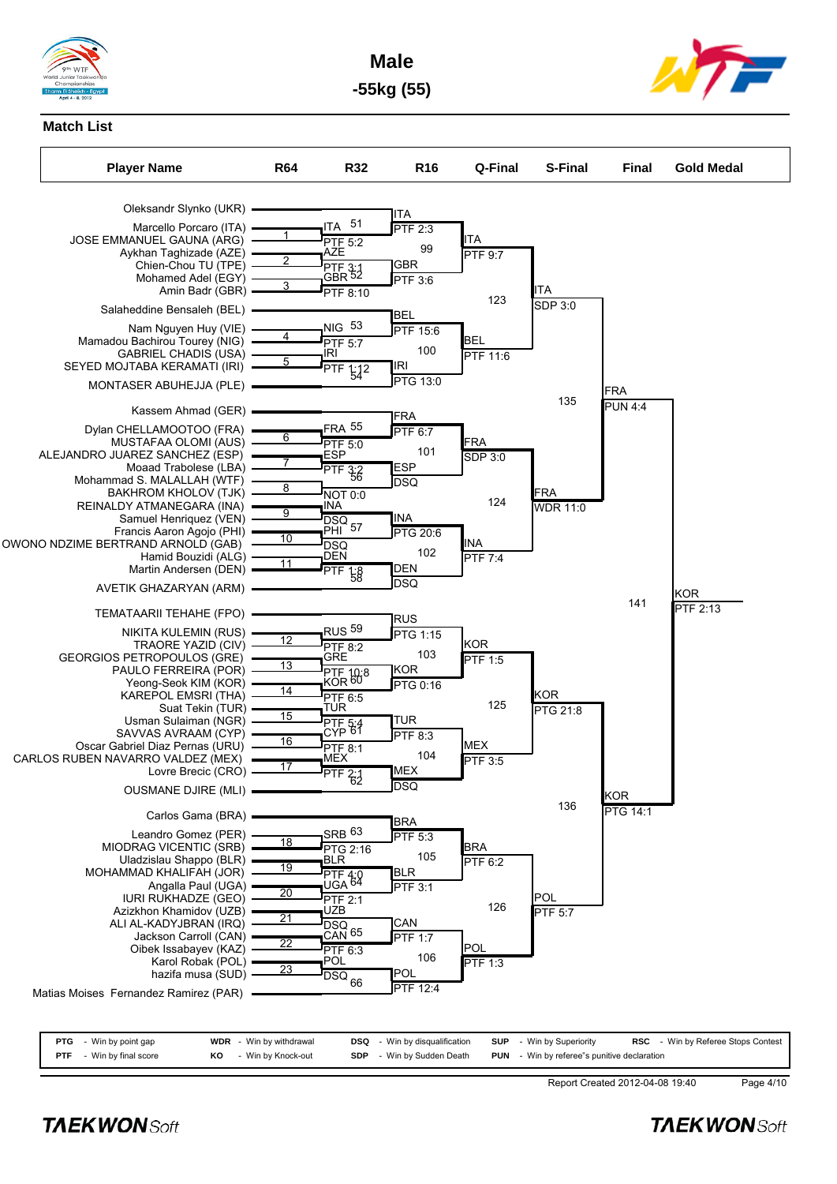# Male

## -55kg (55)

### Match List

| Player Name | R64 | R32 | R16 | Q-Final | S-Final | Final | Gold Medal |
|---|---|---|---|---|---|---|---|
| Oleksandr Slynko (UKR) | | | ITA | | | | |
| Marcello Porcaro (ITA) | 1 | ITA 51 | PTF 2:3 | | | | |
| JOSE EMMANUEL GAUNA (ARG) | | PTF 5:2 | 99 | ITA | | | |
| Aykhan Taghizade (AZE) | 2 | AZE | | PTF 9:7 | | | |
| Chien-Chou TU (TPE) | | PTF 3:1 | GBR | | | | |
| Mohamed Adel (EGY) | 3 | GBR 52 | PTF 3:6 | | | | |
| Amin Badr (GBR) | | PTF 8:10 | | 123 | ITA | | |
| Salaheddine Bensaleh (BEL) | | | | | SDP 3:0 | | |
| Nam Nguyen Huy (VIE) | 4 | NIG 53 | BEL | | | | |
| Mamadou Bachirou Tourey (NIG) | | PTF 5:7 | PTF 15:6 | | | | |
| GABRIEL CHADIS (USA) | 5 | IRI | 100 | BEL | | | |
| SEYED MOJTABA KERAMATI (IRI) | | PTF 1:12 54 | IRI | PTF 11:6 | | | |
| MONTASER ABUHEJJA (PLE) | | | PTG 13:0 | | 135 | FRA | |
| Kassem Ahmad (GER) | | | FRA | | | PUN 4:4 | |
| Dylan CHELLAMOOTOO (FRA) | 6 | FRA 55 | PTF 6:7 | | | | |
| MUSTAFAA OLOMI (AUS) | | PTF 5:0 | 101 | FRA | | | |
| ALEJANDRO JUAREZ SANCHEZ (ESP) | 7 | ESP | | SDP 3:0 | | | |
| Moaad Trabolese (LBA) | | PTF 3:2 56 | ESP | | | | |
| Mohammad S. MALALLAH (WTF) | 8 | | DSQ | | | | |
| BAKHROM KHOLOV (TJK) | | NOT 0:0 | | 124 | FRA | | |
| REINALDY ATMANEGARA (INA) | 9 | INA | | | WDR 11:0 | | |
| Samuel Henriquez (VEN) | | DSQ | INA | | | | |
| Francis Aaron Agojo (PHI) | 10 | PHI 57 | PTG 20:6 | | | | |
| OWONO NDZIME BERTRAND ARNOLD (GAB) | | DSQ | 102 | INA | | | |
| Hamid Bouzidi (ALG) | 11 | DEN | | PTF 7:4 | | | |
| Martin Andersen (DEN) | | PTF 1:8 58 | DEN | | | | |
| AVETIK GHAZARYAN (ARM) | | | DSQ | | | 141 | KOR |
| TEMATAARII TEHAHE (FPO) | | | RUS | | | | PTF 2:13 |
| NIKITA KULEMIN (RUS) | 12 | RUS 59 | PTG 1:15 | | | | |
| TRAORE YAZID (CIV) | | PTF 8:2 | 103 | KOR | | | |
| GEORGIOS PETROPOULOS (GRE) | 13 | GRE | | PTF 1:5 | | | |
| PAULO FERREIRA (POR) | | PTF 10:8 | KOR | | | | |
| Yeong-Seok KIM (KOR) | 14 | KOR 60 | PTG 0:16 | | | | |
| KAREPOL EMSRI (THA) | | PTF 6:5 | | 125 | KOR | | |
| Suat Tekin (TUR) | 15 | TUR | | | PTG 21:8 | | |
| Usman Sulaiman (NGR) | | PTF 5:4 | TUR | | | | |
| SAVVAS AVRAAM (CYP) | 16 | CYP 61 | PTF 8:3 | | | | |
| Oscar Gabriel Diaz Pernas (URU) | | PTF 8:1 | 104 | MEX | | | |
| CARLOS RUBEN NAVARRO VALDEZ (MEX) | 17 | MEX | | PTF 3:5 | | | |
| Lovre Brecic (CRO) | | PTF 2:1 62 | MEX | | | | |
| OUSMANE DJIRE (MLI) | | | DSQ | | 136 | KOR | |
| Carlos Gama (BRA) | | | BRA | | | PTG 14:1 | |
| Leandro Gomez (PER) | 18 | SRB 63 | PTF 5:3 | | | | |
| MIODRAG VICENTIC (SRB) | | PTG 2:16 | 105 | BRA | | | |
| Uladzislau Shappo (BLR) | 19 | BLR | | PTF 6:2 | | | |
| MOHAMMAD KHALIFAH (JOR) | | PTF 4:0 | BLR | | | | |
| Angalla Paul (UGA) | 20 | UGA 64 | PTF 3:1 | | | | |
| IURI RUKHADZE (GEO) | | PTF 2:1 | | 126 | POL | | |
| Azizkhon Khamidov (UZB) | 21 | UZB | | | PTF 5:7 | | |
| ALI AL-KADYJBRAN (IRQ) | | DSQ | CAN | | | | |
| Jackson Carroll (CAN) | 22 | CAN 65 | PTF 1:7 | | | | |
| Oibek Issabayev (KAZ) | | PTF 6:3 | 106 | POL | | | |
| Karol Robak (POL) | 23 | POL | | PTF 1:3 | | | |
| hazifa musa (SUD) | | DSQ 66 | POL | | | | |
| Matias Moises Fernandez Ramirez (PAR) | | | PTF 12:4 | | | | |

| | | | | | | | | | |
|---|---|---|---|---|---|---|---|---|---|
| PTG | - Win by point gap | WDR | - Win by withdrawal | DSQ | - Win by disqualification | SUP | - Win by Superiority | RSC | - Win by Referee Stops Contest |
| PTF | - Win by final score | KO | - Win by Knock-out | SDP | - Win by Sudden Death | PUN | - Win by referee"s punitive declaration | | |

Report Created 2012-04-08 19:40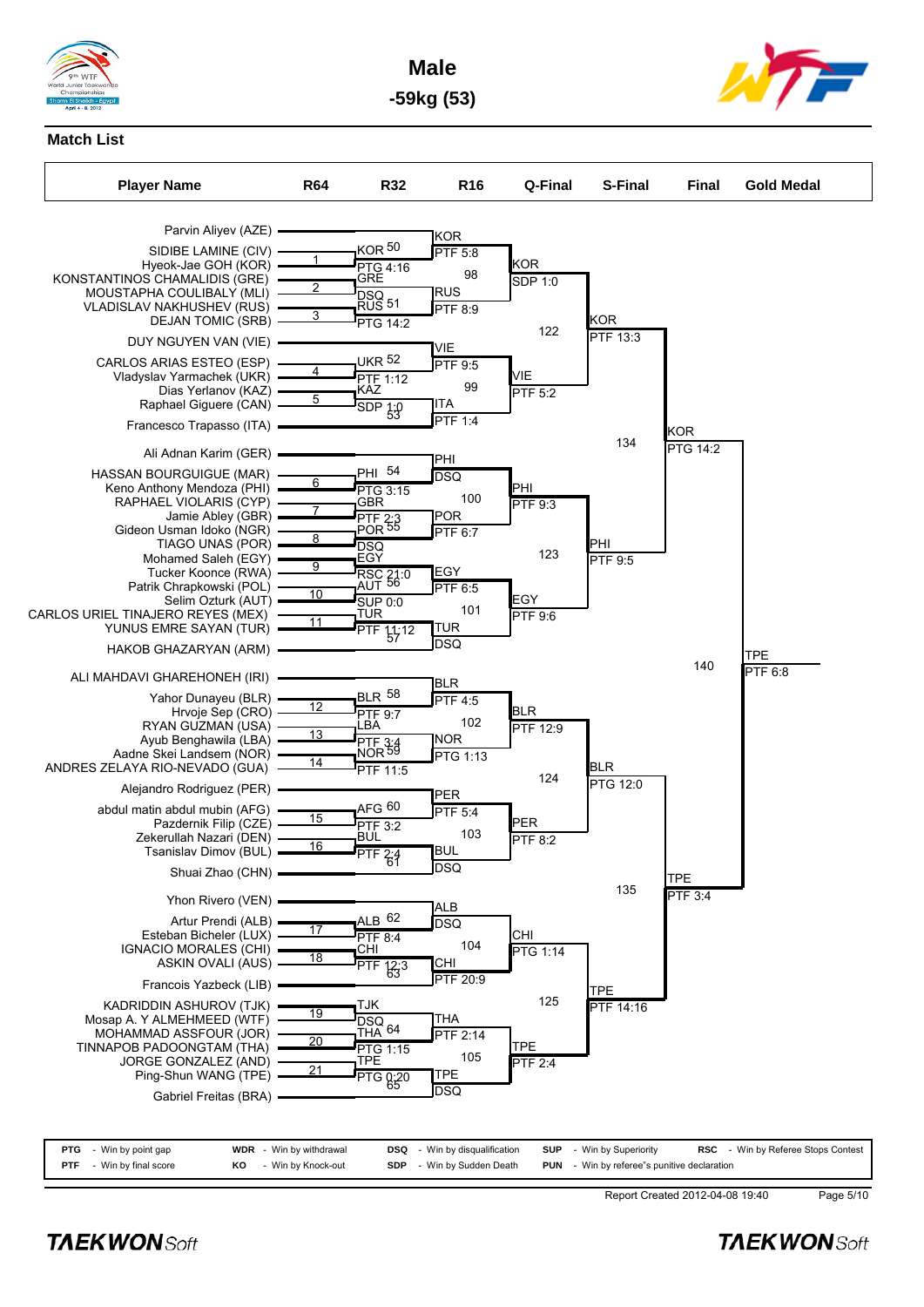# Male

## -59kg (53)

### Match List

**Players (in bracket order):**

1. Parvin Aliyev (AZE)
2. SIDIBE LAMINE (CIV)
3. Hyeok-Jae GOH (KOR)
4. KONSTANTINOS CHAMALIDIS (GRE)
5. MOUSTAPHA COULIBALY (MLI)
6. VLADISLAV NAKHUSHEV (RUS)
7. DEJAN TOMIC (SRB)
8. DUY NGUYEN VAN (VIE)
9. CARLOS ARIAS ESTEO (ESP)
10. Vladyslav Yarmachek (UKR)
11. Dias Yerlanov (KAZ)
12. Raphael Giguere (CAN)
13. Francesco Trapasso (ITA)
14. Ali Adnan Karim (GER)
15. HASSAN BOURGUIGUE (MAR)
16. Keno Anthony Mendoza (PHI)
17. RAPHAEL VIOLARIS (CYP)
18. Jamie Abley (GBR)
19. Gideon Usman Idoko (NGR)
20. TIAGO UNAS (POR)
21. Mohamed Saleh (EGY)
22. Tucker Koonce (RWA)
23. Patrik Chrapkowski (POL)
24. Selim Ozturk (AUT)
25. CARLOS URIEL TINAJERO REYES (MEX)
26. YUNUS EMRE SAYAN (TUR)
27. HAKOB GHAZARYAN (ARM)
28. ALI MAHDAVI GHAREHONEH (IRI)
29. Yahor Dunayeu (BLR)
30. Hrvoje Sep (CRO)
31. RYAN GUZMAN (USA)
32. Ayub Benghawila (LBA)
33. Aadne Skei Landsem (NOR)
34. ANDRES ZELAYA RIO-NEVADO (GUA)
35. Alejandro Rodriguez (PER)
36. abdul matin abdul mubin (AFG)
37. Pazdernik Filip (CZE)
38. Zekerullah Nazari (DEN)
39. Tsanislav Dimov (BUL)
40. Shuai Zhao (CHN)
41. Yhon Rivero (VEN)
42. Artur Prendi (ALB)
43. Esteban Bicheler (LUX)
44. IGNACIO MORALES (CHI)
45. ASKIN OVALI (AUS)
46. Francois Yazbeck (LIB)
47. KADRIDDIN ASHUROV (TJK)
48. Mosap A. Y ALMEHMEED (WTF)
49. MOHAMMAD ASSFOUR (JOR)
50. TINNAPOB PADOONGTAM (THA)
51. JORGE GONZALEZ (AND)
52. Ping-Shun WANG (TPE)
53. Gabriel Freitas (BRA)

**R64**

| Match | Winner | Result |
|---|---|---|
| 1 | KOR | PTG 4:16 |
| 2 | GRE | DSQ |
| 3 | RUS | PTG 14:2 |
| 4 | UKR | PTF 1:12 |
| 5 | KAZ | SDP 1:0 |
| 6 | PHI | PTG 3:15 |
| 7 | GBR | PTF 2:3 |
| 8 | POR | DSQ |
| 9 | EGY | RSC 21:0 |
| 10 | AUT | SUP 0:0 |
| 11 | TUR | PTF 11:12 |
| 12 | BLR | PTF 9:7 |
| 13 | LBA | PTF 3:4 |
| 14 | NOR | PTF 11:5 |
| 15 | AFG | PTF 3:2 |
| 16 | BUL | PTF 2:4 |
| 17 | ALB | PTF 8:4 |
| 18 | CHI | PTF 12:3 |
| 19 | TJK | DSQ |
| 20 | THA | PTG 1:15 |
| 21 | TPE | PTG 0:20 |

**R32**

| Match | Winner | Result |
|---|---|---|
| 50 | KOR | PTF 5:8 |
| 51 | RUS | PTF 8:9 |
| 52 | VIE | PTF 9:5 |
| 53 | ITA | PTF 1:4 |
| 54 | PHI | DSQ |
| 55 | POR | PTF 6:7 |
| 56 | EGY | PTF 6:5 |
| 57 | TUR | DSQ |
| 58 | BLR | PTF 4:5 |
| 59 | NOR | PTG 1:13 |
| 60 | PER | PTF 5:4 |
| 61 | BUL | DSQ |
| 62 | ALB | DSQ |
| 63 | CHI | PTF 20:9 |
| 64 | THA | PTF 2:14 |
| 65 | TPE | DSQ |

**R16**

| Match | Winner | Result |
|---|---|---|
| 98 | KOR | SDP 1:0 |
| 99 | VIE | PTF 5:2 |
| 100 | PHI | PTF 9:3 |
| 101 | EGY | PTF 9:6 |
| 102 | BLR | PTF 12:9 |
| 103 | PER | PTF 8:2 |
| 104 | CHI | PTG 1:14 |
| 105 | TPE | PTF 2:4 |

**Q-Final**

| Match | Winner | Result |
|---|---|---|
| 122 | KOR | PTF 13:3 |
| 123 | PHI | PTF 9:5 |
| 124 | BLR | PTG 12:0 |
| 125 | TPE | PTF 14:16 |

**S-Final**

| Match | Winner | Result |
|---|---|---|
| 134 | KOR | PTG 14:2 |
| 135 | TPE | PTF 3:4 |

**Final**

| Match | Winner | Result |
|---|---|---|
| 140 | TPE | PTF 6:8 |

**Gold Medal:** TPE

| | | | | | | | | | |
|---|---|---|---|---|---|---|---|---|---|
| **PTG** | - Win by point gap | **WDR** | - Win by withdrawal | **DSQ** | - Win by disqualification | **SUP** | - Win by Superiority | **RSC** | - Win by Referee Stops Contest |
| **PTF** | - Win by final score | **KO** | - Win by Knock-out | **SDP** | - Win by Sudden Death | **PUN** | - Win by referee"s punitive declaration | | |

Report Created 2012-04-08 19:40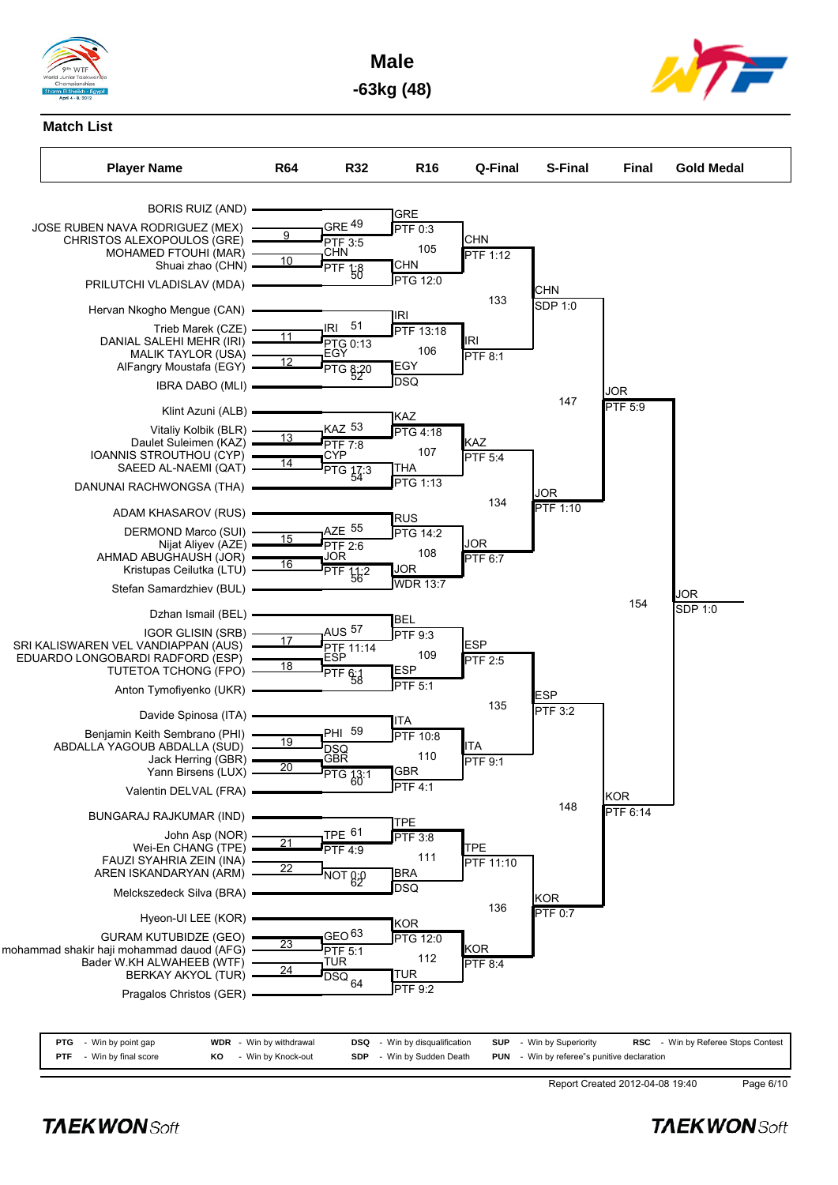# Male

## -63kg (48)

### Match List

| Player Name | R64 | R32 | R16 | Q-Final | S-Final | Final | Gold Medal |
|---|---|---|---|---|---|---|---|
| BORIS RUIZ (AND) | | | GRE PTF 0:3 | | | | |
| JOSE RUBEN NAVA RODRIGUEZ (MEX) | 9 | GRE 49 PTF 3:5 | | | | | |
| CHRISTOS ALEXOPOULOS (GRE) | | | | | | | |
| MOHAMED FTOUHI (MAR) | 10 | CHN 50 PTF 1:8 | | | | | |
| Shuai zhao (CHN) | | | 105 | CHN PTF 1:12 | | | |
| PRILUTCHI VLADISLAV (MDA) | | | CHN PTG 12:0 | | | | |
| Hervan Nkogho Mengue (CAN) | | | IRI PTF 13:18 | 133 | CHN SDP 1:0 | | |
| Trieb Marek (CZE) | 11 | IRI 51 PTG 0:13 | | | | | |
| DANIAL SALEHI MEHR (IRI) | | | | | | | |
| MALIK TAYLOR (USA) | 12 | EGY 52 PTG 8:20 | | | | | |
| AlFangry Moustafa (EGY) | | | 106 | IRI PTF 8:1 | | | |
| IBRA DABO (MLI) | | | EGY DSQ | | | | |
| Klint Azuni (ALB) | | | KAZ PTG 4:18 | | 147 | JOR PTF 5:9 | |
| Vitaliy Kolbik (BLR) | 13 | KAZ 53 PTF 7:8 | | | | | |
| Daulet Suleimen (KAZ) | | | | | | | |
| IOANNIS STROUTHOU (CYP) | 14 | CYP 54 PTG 17:3 | | | | | |
| SAEED AL-NAEMI (QAT) | | | 107 | KAZ PTF 5:4 | | | |
| DANUNAI RACHWONGSA (THA) | | | THA PTG 1:13 | | | | |
| ADAM KHASAROV (RUS) | | | RUS PTG 14:2 | 134 | JOR PTF 1:10 | | |
| DERMOND Marco (SUI) | 15 | AZE 55 PTF 2:6 | | | | | |
| Nijat Aliyev (AZE) | | | | | | | |
| AHMAD ABUGHAUSH (JOR) | 16 | JOR 56 PTF 11:2 | | | | | |
| Kristupas Ceilutka (LTU) | | | 108 | JOR PTF 6:7 | | | |
| Stefan Samardzhiev (BUL) | | | JOR WDR 13:7 | | | | |
| Dzhan Ismail (BEL) | | | BEL PTF 9:3 | | | 154 | JOR SDP 1:0 |
| IGOR GLISIN (SRB) | 17 | AUS 57 PTF 11:14 | | | | | |
| SRI KALISWAREN VEL VANDIAPPAN (AUS) | | | | | | | |
| EDUARDO LONGOBARDI RADFORD (ESP) | 18 | ESP 58 PTF 6:1 | | | | | |
| TUTETOA TCHONG (FPO) | | | 109 | ESP PTF 2:5 | | | |
| Anton Tymofiyenko (UKR) | | | ESP PTF 5:1 | | | | |
| Davide Spinosa (ITA) | | | ITA PTF 10:8 | 135 | ESP PTF 3:2 | | |
| Benjamin Keith Sembrano (PHI) | 19 | PHI 59 DSQ | | | | | |
| ABDALLA YAGOUB ABDALLA (SUD) | | | | | | | |
| Jack Herring (GBR) | 20 | GBR 60 PTG 13:1 | | | | | |
| Yann Birsens (LUX) | | | 110 | ITA PTF 9:1 | | | |
| Valentin DELVAL (FRA) | | | GBR PTF 4:1 | | | | |
| BUNGARAJ RAJKUMAR (IND) | | | TPE PTF 3:8 | | 148 | KOR PTF 6:14 | |
| John Asp (NOR) | 21 | TPE 61 PTF 4:9 | | | | | |
| Wei-En CHANG (TPE) | | | | | | | |
| FAUZI SYAHRIA ZEIN (INA) | 22 | NOT 62 0:0 | | | | | |
| AREN ISKANDARYAN (ARM) | | | 111 | TPE PTF 11:10 | | | |
| Melckszedeck Silva (BRA) | | | BRA DSQ | | | | |
| Hyeon-Ul LEE (KOR) | | | KOR PTG 12:0 | 136 | KOR PTF 0:7 | | |
| GURAM KUTUBIDZE (GEO) | 23 | GEO 63 PTF 5:1 | | | | | |
| mohammad shakir haji mohammad dauod (AFG) | | | | | | | |
| Bader W.KH ALWAHEEB (WTF) | 24 | TUR 64 DSQ | | | | | |
| BERKAY AKYOL (TUR) | | | 112 | KOR PTF 8:4 | | | |
| Pragalos Christos (GER) | | | TUR PTF 9:2 | | | | |

| | | | | | | | | | |
|---|---|---|---|---|---|---|---|---|---|
| PTG | - Win by point gap | WDR | - Win by withdrawal | DSQ | - Win by disqualification | SUP | - Win by Superiority | RSC | - Win by Referee Stops Contest |
| PTF | - Win by final score | KO | - Win by Knock-out | SDP | - Win by Sudden Death | PUN | - Win by referee"s punitive declaration | | |

Report Created 2012-04-08 19:40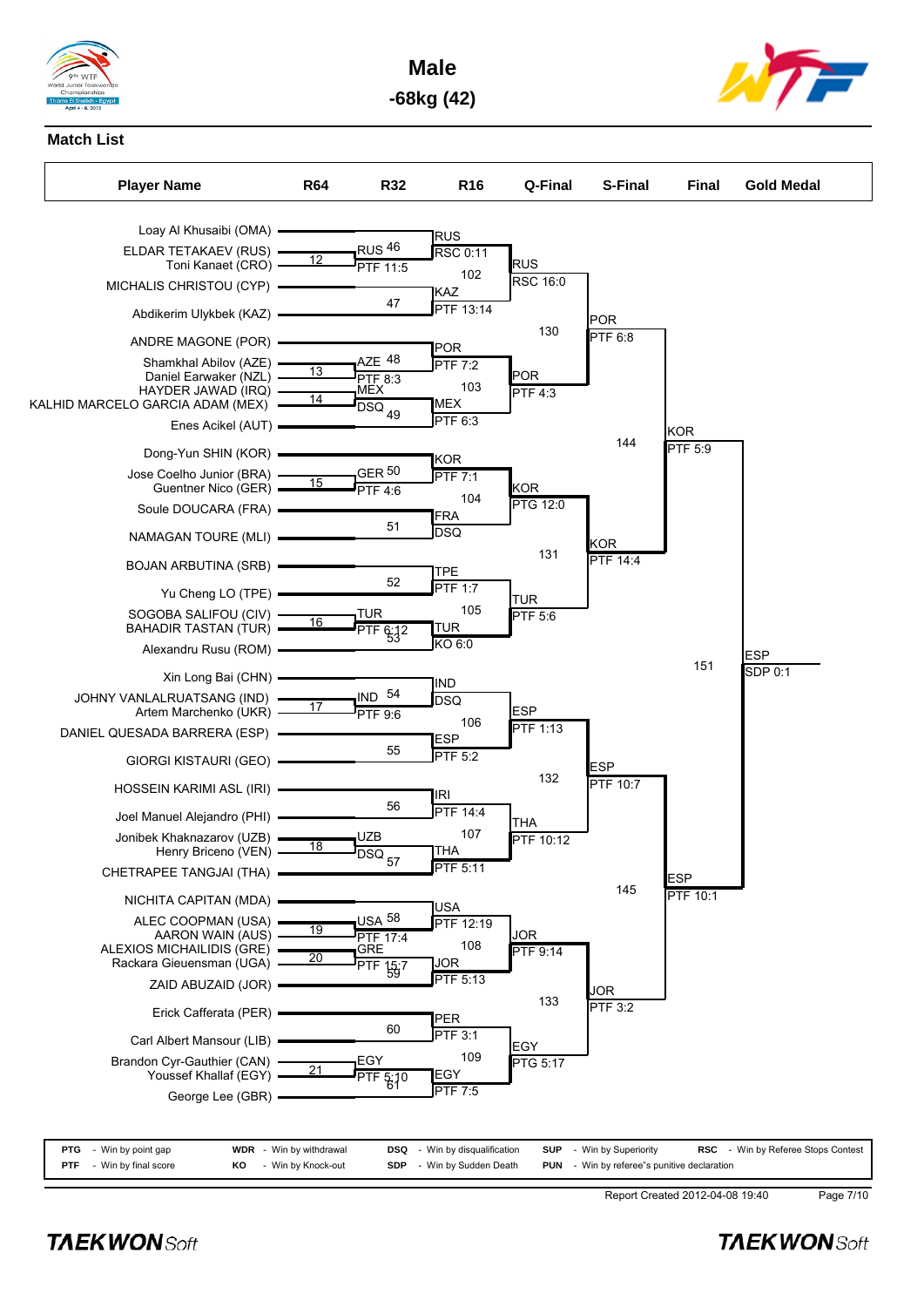# Male

## -68kg (42)

### Match List

| Player Name | R64 | R32 | R16 | Q-Final | S-Final | Final | Gold Medal |
|---|---|---|---|---|---|---|---|
| Loay Al Khusaibi (OMA) | | | | | | | |
| ELDAR TETAKAEV (RUS) | 12 | RUS 46 | RUS | | | | |
| Toni Kanaet (CRO) | | PTF 11:5 | RSC 0:11 | | | | |
| MICHALIS CHRISTOU (CYP) | | | 102 | RUS | | | |
| Abdikerim Ulykbek (KAZ) | | 47 | KAZ | RSC 16:0 | | | |
| | | | PTF 13:14 | | | | |
| ANDRE MAGONE (POR) | | | | 130 | POR | | |
| Shamkhal Abilov (AZE) | 13 | AZE 48 | POR | | PTF 6:8 | | |
| Daniel Earwaker (NZL) | | PTF 8:3 | PTF 7:2 | | | | |
| HAYDER JAWAD (IRQ) | 14 | MEX | 103 | POR | | | |
| KALHID MARCELO GARCIA ADAM (MEX) | | DSQ 49 | MEX | PTF 4:3 | | | |
| Enes Acikel (AUT) | | | PTF 6:3 | | | | |
| Dong-Yun SHIN (KOR) | | | | | 144 | KOR | |
| Jose Coelho Junior (BRA) | 15 | GER 50 | KOR | | | PTF 5:9 | |
| Guentner Nico (GER) | | PTF 4:6 | PTF 7:1 | | | | |
| Soule DOUCARA (FRA) | | | 104 | KOR | | | |
| NAMAGAN TOURE (MLI) | | 51 | FRA | PTG 12:0 | | | |
| | | | DSQ | | | | |
| BOJAN ARBUTINA (SRB) | | | | 131 | KOR | | |
| Yu Cheng LO (TPE) | | 52 | TPE | | PTF 14:4 | | |
| | | | PTF 1:7 | | | | |
| SOGOBA SALIFOU (CIV) | 16 | TUR | 105 | TUR | | | |
| BAHADIR TASTAN (TUR) | | PTF 6:12 53 | TUR | PTF 5:6 | | | |
| Alexandru Rusu (ROM) | | | KO 6:0 | | | | |
| Xin Long Bai (CHN) | | | | | | 151 | ESP |
| JOHNY VANLALRUATSANG (IND) | 17 | IND 54 | IND | | | | SDP 0:1 |
| Artem Marchenko (UKR) | | PTF 9:6 | DSQ | | | | |
| DANIEL QUESADA BARRERA (ESP) | | | 106 | ESP | | | |
| GIORGI KISTAURI (GEO) | | 55 | ESP | PTF 1:13 | | | |
| | | | PTF 5:2 | | | | |
| HOSSEIN KARIMI ASL (IRI) | | | | 132 | ESP | | |
| Joel Manuel Alejandro (PHI) | | 56 | IRI | | PTF 10:7 | | |
| | | | PTF 14:4 | | | | |
| Jonibek Khaknazarov (UZB) | 18 | UZB | 107 | THA | | | |
| Henry Briceno (VEN) | | DSQ 57 | THA | PTF 10:12 | | | |
| CHETRAPEE TANGJAI (THA) | | | PTF 5:11 | | | | |
| NICHITA CAPITAN (MDA) | | | | | 145 | ESP | |
| ALEC COOPMAN (USA) | 19 | USA 58 | USA | | | PTF 10:1 | |
| AARON WAIN (AUS) | | PTF 17:4 | PTF 12:19 | | | | |
| ALEXIOS MICHAILIDIS (GRE) | 20 | GRE | 108 | JOR | | | |
| Rackara Gieuensman (UGA) | | PTF 15:7 59 | JOR | PTF 9:14 | | | |
| ZAID ABUZAID (JOR) | | | PTF 5:13 | | | | |
| Erick Cafferata (PER) | | | | 133 | JOR | | |
| Carl Albert Mansour (LIB) | | 60 | PER | | PTF 3:2 | | |
| | | | PTF 3:1 | | | | |
| Brandon Cyr-Gauthier (CAN) | 21 | EGY | 109 | EGY | | | |
| Youssef Khallaf (EGY) | | PTF 5:10 61 | EGY | PTG 5:17 | | | |
| George Lee (GBR) | | | PTF 7:5 | | | | |

| | | | | |
|---|---|---|---|---|
| **PTG** - Win by point gap | **WDR** - Win by withdrawal | **DSQ** - Win by disqualification | **SUP** - Win by Superiority | **RSC** - Win by Referee Stops Contest |
| **PTF** - Win by final score | **KO** - Win by Knock-out | **SDP** - Win by Sudden Death | **PUN** - Win by referee"s punitive declaration | |

Report Created 2012-04-08 19:40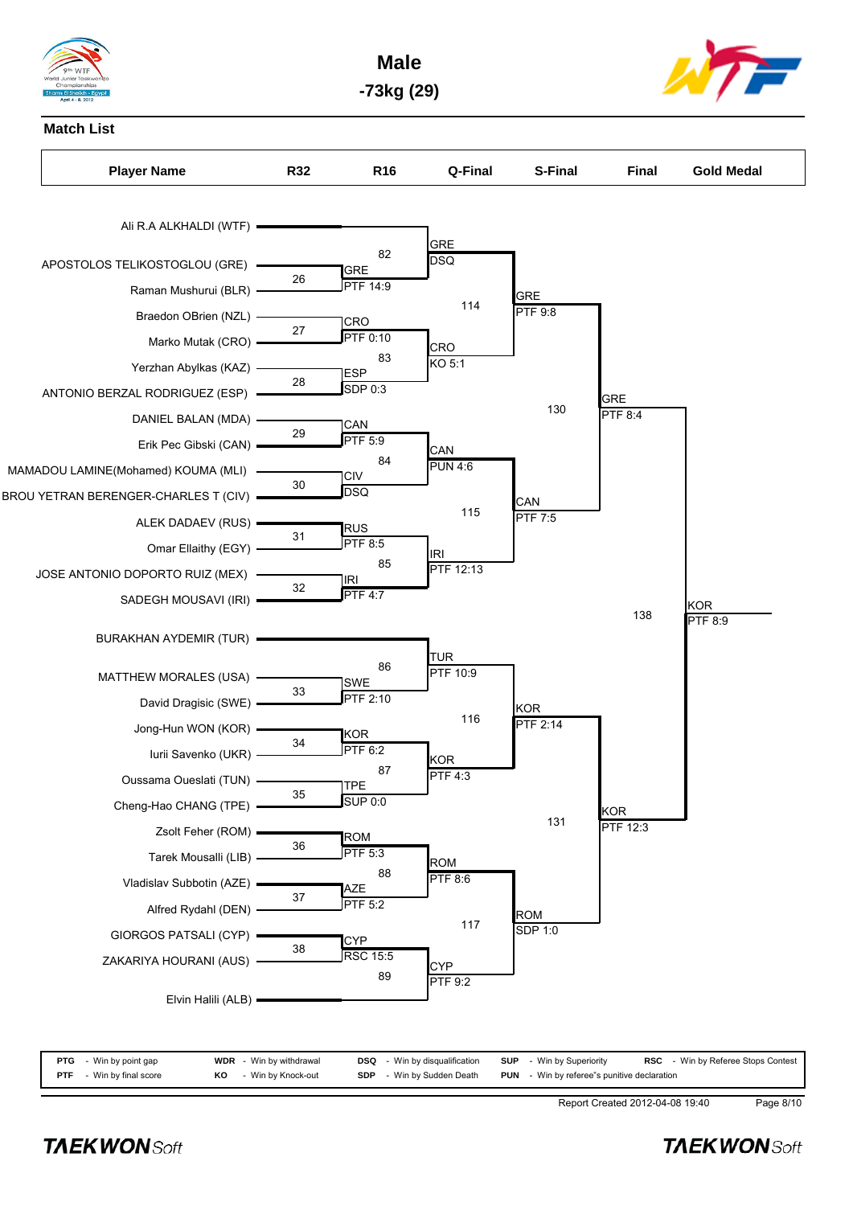# Male

## -73kg (29)

### Match List

| Player Name | R32 | R16 | Q-Final | S-Final | Final | Gold Medal |
|---|---|---|---|---|---|---|
| Ali R.A ALKHALDI (WTF) | | | | | | |
| APOSTOLOS TELIKOSTOGLOU (GRE) | 26 | 82: GRE DSQ | | | | |
| Raman Mushurui (BLR) | | GRE PTF 14:9 | | | | |
| Braedon OBrien (NZL) | 27 | CRO PTF 0:10 | 114: GRE PTF 9:8 | | | |
| Marko Mutak (CRO) | | | | | | |
| Yerzhan Abylkas (KAZ) | 28 | ESP SDP 0:3 | 83: CRO KO 5:1 | | | |
| ANTONIO BERZAL RODRIGUEZ (ESP) | | | | 130: GRE PTF 8:4 | | |
| DANIEL BALAN (MDA) | 29 | CAN PTF 5:9 | | | | |
| Erik Pec Gibski (CAN) | | | 84: CAN PUN 4:6 | | | |
| MAMADOU LAMINE(Mohamed) KOUMA (MLI) | 30 | CIV DSQ | | | | |
| BROU YETRAN BERENGER-CHARLES T (CIV) | | | | | | |
| ALEK DADAEV (RUS) | 31 | RUS PTF 8:5 | 115: CAN PTF 7:5 | | | |
| Omar Ellaithy (EGY) | | | | | | |
| JOSE ANTONIO DOPORTO RUIZ (MEX) | 32 | IRI PTF 4:7 | 85: IRI PTF 12:13 | | | |
| SADEGH MOUSAVI (IRI) | | | | | 138: KOR PTF 8:9 | |
| BURAKHAN AYDEMIR (TUR) | | | | | | |
| MATTHEW MORALES (USA) | 33 | SWE PTF 2:10 | 86: TUR PTF 10:9 | | | |
| David Dragisic (SWE) | | | | | | |
| Jong-Hun WON (KOR) | 34 | KOR PTF 6:2 | 116: KOR PTF 2:14 | | | |
| Iurii Savenko (UKR) | | | | | | |
| Oussama Oueslati (TUN) | 35 | TPE SUP 0:0 | 87: KOR PTF 4:3 | | | |
| Cheng-Hao CHANG (TPE) | | | | 131: KOR PTF 12:3 | | |
| Zsolt Feher (ROM) | 36 | ROM PTF 5:3 | | | | |
| Tarek Mousalli (LIB) | | | 88: ROM PTF 8:6 | | | |
| Vladislav Subbotin (AZE) | 37 | AZE PTF 5:2 | | | | |
| Alfred Rydahl (DEN) | | | 117: ROM SDP 1:0 | | | |
| GIORGOS PATSALI (CYP) | 38 | CYP RSC 15:5 | | | | |
| ZAKARIYA HOURANI (AUS) | | | 89: CYP PTF 9:2 | | | |
| Elvin Halili (ALB) | | | | | | |

| | | | | |
|---|---|---|---|---|
| **PTG** - Win by point gap | **WDR** - Win by withdrawal | **DSQ** - Win by disqualification | **SUP** - Win by Superiority | **RSC** - Win by Referee Stops Contest |
| **PTF** - Win by final score | **KO** - Win by Knock-out | **SDP** - Win by Sudden Death | **PUN** - Win by referee"s punitive declaration | |

Report Created 2012-04-08 19:40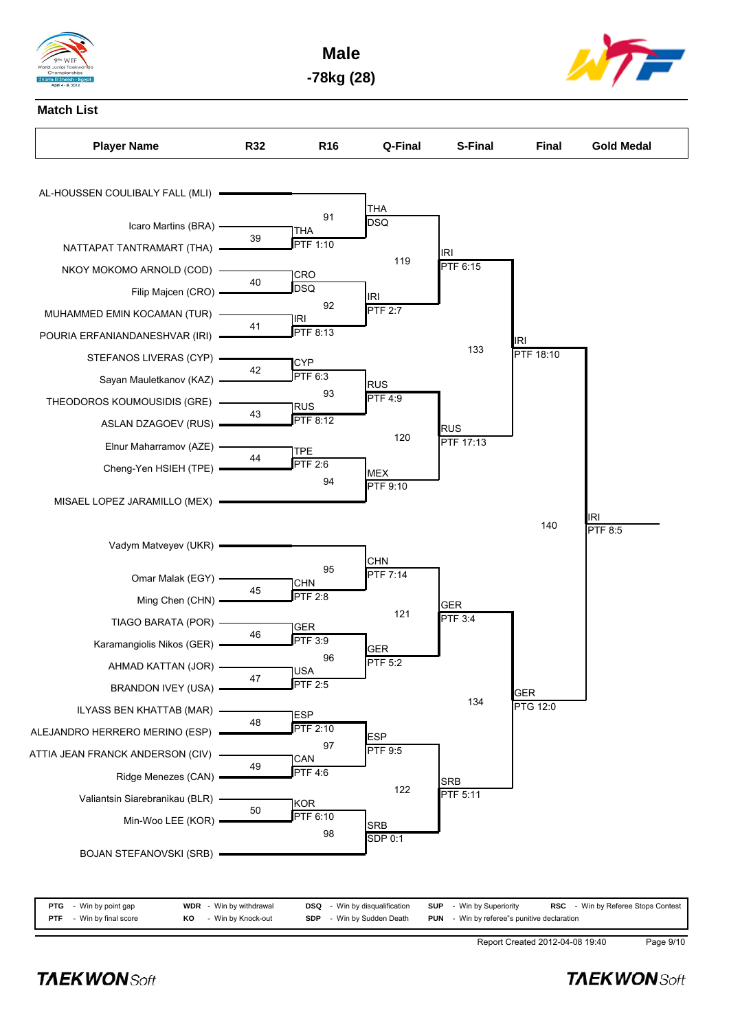# Male

## -78kg (28)

**Match List**

| Player Name | R32 | R16 | Q-Final | S-Final | Final | Gold Medal |
|---|---|---|---|---|---|---|
| AL-HOUSSEN COULIBALY FALL (MLI) | | | | | | |
| Icaro Martins (BRA) | 39 | THA PTF 1:10 | 91: THA DSQ | | | |
| NATTAPAT TANTRAMART (THA) | | | | | | |
| NKOY MOKOMO ARNOLD (COD) | 40 | CRO DSQ | | 119: IRI PTF 6:15 | | |
| Filip Majcen (CRO) | | | | | | |
| MUHAMMED EMIN KOCAMAN (TUR) | 41 | IRI PTF 8:13 | 92: IRI PTF 2:7 | | | |
| POURIA ERFANIANDANESHVAR (IRI) | | | | | 133: IRI PTF 18:10 | |
| STEFANOS LIVERAS (CYP) | 42 | CYP PTF 6:3 | | | | |
| Sayan Mauletkanov (KAZ) | | | | | | |
| THEODOROS KOUMOUSIDIS (GRE) | 43 | RUS PTF 8:12 | 93: RUS PTF 4:9 | | | |
| ASLAN DZAGOEV (RUS) | | | | 120: RUS PTF 17:13 | | |
| Elnur Maharramov (AZE) | 44 | TPE PTF 2:6 | | | | |
| Cheng-Yen HSIEH (TPE) | | | 94: MEX PTF 9:10 | | | |
| MISAEL LOPEZ JARAMILLO (MEX) | | | | | | 140: IRI PTF 8:5 |
| Vadym Matveyev (UKR) | | | | | | |
| Omar Malak (EGY) | 45 | CHN PTF 2:8 | 95: CHN PTF 7:14 | | | |
| Ming Chen (CHN) | | | | | | |
| TIAGO BARATA (POR) | 46 | GER PTF 3:9 | | 121: GER PTF 3:4 | | |
| Karamangiolis Nikos (GER) | | | | | | |
| AHMAD KATTAN (JOR) | 47 | USA PTF 2:5 | 96: GER PTF 5:2 | | | |
| BRANDON IVEY (USA) | | | | | 134: GER PTG 12:0 | |
| ILYASS BEN KHATTAB (MAR) | 48 | ESP PTF 2:10 | | | | |
| ALEJANDRO HERRERO MERINO (ESP) | | | 97: ESP PTF 9:5 | | | |
| ATTIA JEAN FRANCK ANDERSON (CIV) | 49 | CAN PTF 4:6 | | | | |
| Ridge Menezes (CAN) | | | | 122: SRB PTF 5:11 | | |
| Valiantsin Siarebranikau (BLR) | 50 | KOR PTF 6:10 | | | | |
| Min-Woo LEE (KOR) | | | 98: SRB SDP 0:1 | | | |
| BOJAN STEFANOVSKI (SRB) | | | | | | |

| | | | | | | | | | |
|---|---|---|---|---|---|---|---|---|---|
| **PTG** | - Win by point gap | **WDR** | - Win by withdrawal | **DSQ** | - Win by disqualification | **SUP** | - Win by Superiority | **RSC** | - Win by Referee Stops Contest |
| **PTF** | - Win by final score | **KO** | - Win by Knock-out | **SDP** | - Win by Sudden Death | **PUN** | - Win by referee"s punitive declaration | | |

Report Created 2012-04-08 19:40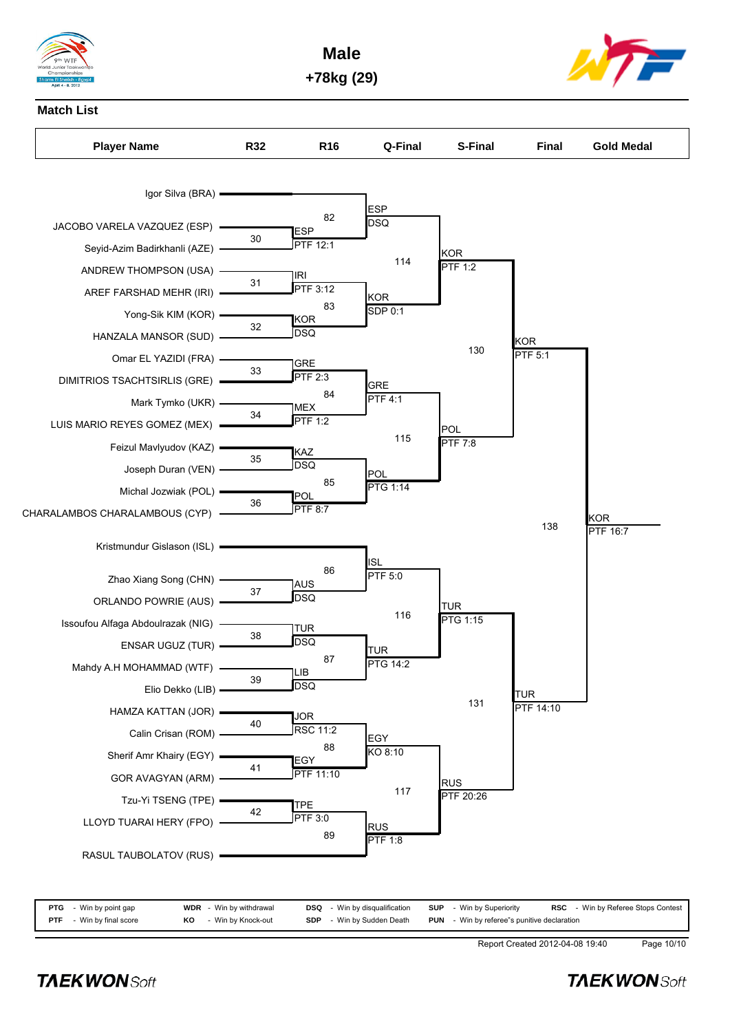# Male

## +78kg (29)

### Match List

| Player Name | R32 | R16 | Q-Final | S-Final | Final | Gold Medal |
|---|---|---|---|---|---|---|
| Igor Silva (BRA) | | | | | | |
| JACOBO VARELA VAZQUEZ (ESP) | 30 | 82 | | | | |
| Seyid-Azim Badirkhanli (AZE) | | ESP PTF 12:1 | ESP DSQ | | | |
| ANDREW THOMPSON (USA) | 31 | | 114 | | | |
| AREF FARSHAD MEHR (IRI) | | IRI PTF 3:12 | | KOR PTF 1:2 | | |
| Yong-Sik KIM (KOR) | 32 | 83 | | | | |
| HANZALA MANSOR (SUD) | | KOR DSQ | KOR SDP 0:1 | | | |
| Omar EL YAZIDI (FRA) | 33 | | | 130 | KOR PTF 5:1 | |
| DIMITRIOS TSACHTSIRLIS (GRE) | | GRE PTF 2:3 | | | | |
| Mark Tymko (UKR) | 34 | 84 | GRE PTF 4:1 | | | |
| LUIS MARIO REYES GOMEZ (MEX) | | MEX PTF 1:2 | 115 | | | |
| Feizul Mavlyudov (KAZ) | 35 | | | POL PTF 7:8 | | |
| Joseph Duran (VEN) | | KAZ DSQ | | | | |
| Michal Jozwiak (POL) | 36 | 85 | POL PTG 1:14 | | | |
| CHARALAMBOS CHARALAMBOUS (CYP) | | POL PTF 8:7 | | | 138 | KOR PTF 16:7 |
| Kristmundur Gislason (ISL) | | | | | | |
| Zhao Xiang Song (CHN) | 37 | 86 | ISL PTF 5:0 | | | |
| ORLANDO POWRIE (AUS) | | AUS DSQ | 116 | | | |
| Issoufou Alfaga Abdoulrazak (NIG) | 38 | | | TUR PTG 1:15 | | |
| ENSAR UGUZ (TUR) | | TUR DSQ | | | | |
| Mahdy A.H MOHAMMAD (WTF) | 39 | 87 | TUR PTG 14:2 | | | |
| Elio Dekko (LIB) | | LIB DSQ | | 131 | TUR PTF 14:10 | |
| HAMZA KATTAN (JOR) | 40 | | | | | |
| Calin Crisan (ROM) | | JOR RSC 11:2 | | | | |
| Sherif Amr Khairy (EGY) | 41 | 88 | EGY KO 8:10 | | | |
| GOR AVAGYAN (ARM) | | EGY PTF 11:10 | 117 | RUS PTF 20:26 | | |
| Tzu-Yi TSENG (TPE) | 42 | | | | | |
| LLOYD TUARAI HERY (FPO) | | TPE PTF 3:0 | | | | |
| RASUL TAUBOLATOV (RUS) | | 89 | RUS PTF 1:8 | | | |

| | | | | |
|---|---|---|---|---|
| PTG - Win by point gap | WDR - Win by withdrawal | DSQ - Win by disqualification | SUP - Win by Superiority | RSC - Win by Referee Stops Contest |
| PTF - Win by final score | KO - Win by Knock-out | SDP - Win by Sudden Death | PUN - Win by referee"s punitive declaration | |

Report Created 2012-04-08 19:40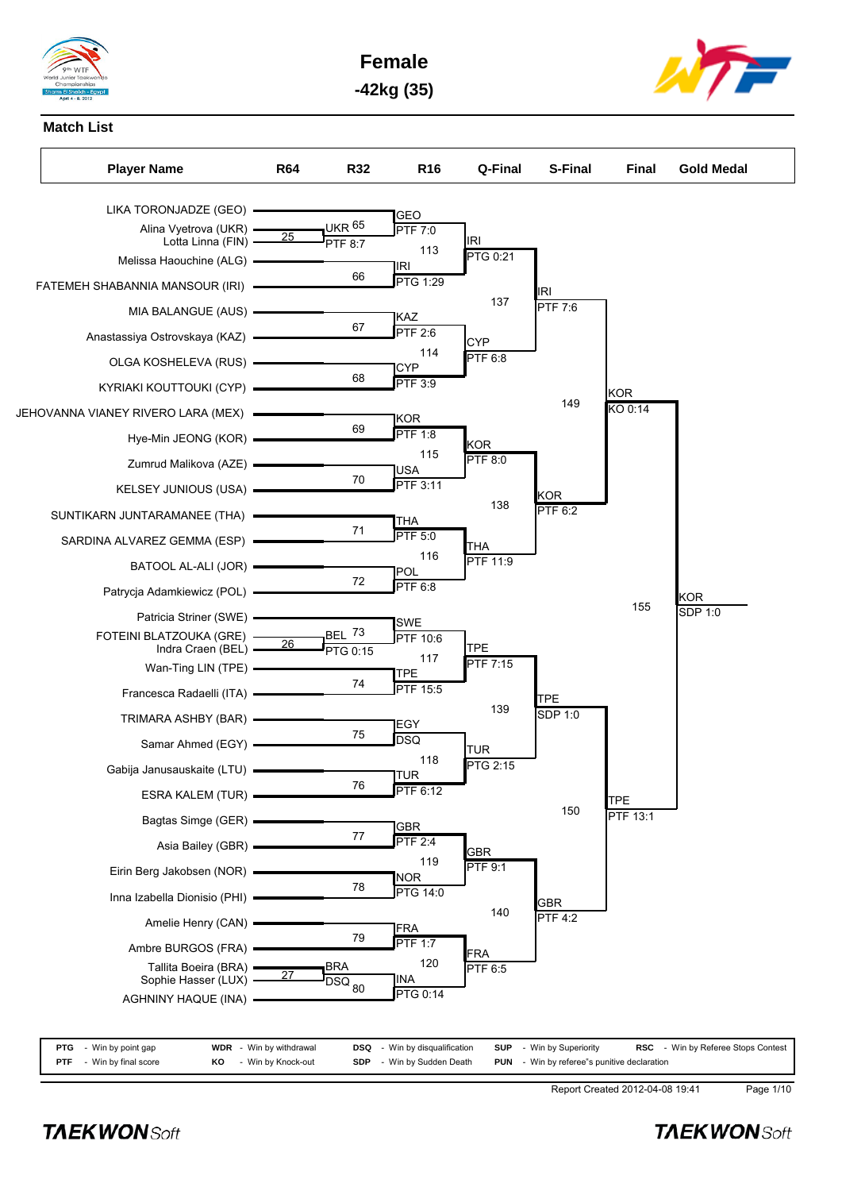# Female

## -42kg (35)

### Match List

| Player Name | R64 | R32 | R16 | Q-Final | S-Final | Final | Gold Medal |
|---|---|---|---|---|---|---|---|
| LIKA TORONJADZE (GEO) | | | | | | | |
| Alina Vyetrova (UKR) | 25 | UKR 65 | GEO | | | | |
| Lotta Linna (FIN) | | PTF 8:7 | PTF 7:0 | | | | |
| Melissa Haouchine (ALG) | | | 113 | IRI | | | |
| FATEMEH SHABANNIA MANSOUR (IRI) | | 66 | IRI | PTG 0:21 | | | |
| | | | PTG 1:29 | 137 | IRI | | |
| MIA BALANGUE (AUS) | | | | | PTF 7:6 | | |
| Anastassiya Ostrovskaya (KAZ) | | 67 | KAZ | | | | |
| | | | PTF 2:6 | | | | |
| OLGA KOSHELEVA (RUS) | | | 114 | CYP | | | |
| KYRIAKI KOUTTOUKI (CYP) | | 68 | CYP | PTF 6:8 | | | |
| | | | PTF 3:9 | | 149 | KOR | |
| JEHOVANNA VIANEY RIVERO LARA (MEX) | | | | | | KO 0:14 | |
| Hye-Min JEONG (KOR) | | 69 | KOR | | | | |
| | | | PTF 1:8 | | | | |
| Zumrud Malikova (AZE) | | | 115 | KOR | | | |
| KELSEY JUNIOUS (USA) | | 70 | USA | PTF 8:0 | | | |
| | | | PTF 3:11 | 138 | KOR | | |
| SUNTIKARN JUNTARAMANEE (THA) | | | | | PTF 6:2 | | |
| SARDINA ALVAREZ GEMMA (ESP) | | 71 | THA | | | | |
| | | | PTF 5:0 | | | | |
| BATOOL AL-ALI (JOR) | | | 116 | THA | | | |
| Patrycja Adamkiewicz (POL) | | 72 | POL | PTF 11:9 | | | |
| | | | PTF 6:8 | | | 155 | KOR |
| Patricia Striner (SWE) | | | | | | | SDP 1:0 |
| FOTEINI BLATZOUKA (GRE) | 26 | BEL 73 | SWE | | | | |
| Indra Craen (BEL) | | PTG 0:15 | PTF 10:6 | | | | |
| Wan-Ting LIN (TPE) | | | 117 | TPE | | | |
| Francesca Radaelli (ITA) | | 74 | TPE | PTF 7:15 | | | |
| | | | PTF 15:5 | 139 | TPE | | |
| TRIMARA ASHBY (BAR) | | | | | SDP 1:0 | | |
| Samar Ahmed (EGY) | | 75 | EGY | | | | |
| | | | DSQ | | | | |
| Gabija Janusauskaite (LTU) | | | 118 | TUR | | | |
| ESRA KALEM (TUR) | | 76 | TUR | PTG 2:15 | | | |
| | | | PTF 6:12 | | 150 | TPE | |
| Bagtas Simge (GER) | | | | | | PTF 13:1 | |
| Asia Bailey (GBR) | | 77 | GBR | | | | |
| | | | PTF 2:4 | | | | |
| Eirin Berg Jakobsen (NOR) | | | 119 | GBR | | | |
| Inna Izabella Dionisio (PHI) | | 78 | NOR | PTF 9:1 | | | |
| | | | PTG 14:0 | 140 | GBR | | |
| Amelie Henry (CAN) | | | | | PTF 4:2 | | |
| Ambre BURGOS (FRA) | | 79 | FRA | | | | |
| | | | PTF 1:7 | | | | |
| Tallita Boeira (BRA) | 27 | BRA | 120 | FRA | | | |
| Sophie Hasser (LUX) | | DSQ 80 | INA | PTF 6:5 | | | |
| AGHNINY HAQUE (INA) | | | PTG 0:14 | | | | |

PTG - Win by point gap | WDR - Win by withdrawal | DSQ - Win by disqualification | SUP - Win by Superiority | RSC - Win by Referee Stops Contest
PTF - Win by final score | KO - Win by Knock-out | SDP - Win by Sudden Death | PUN - Win by referee"s punitive declaration

Report Created 2012-04-08 19:41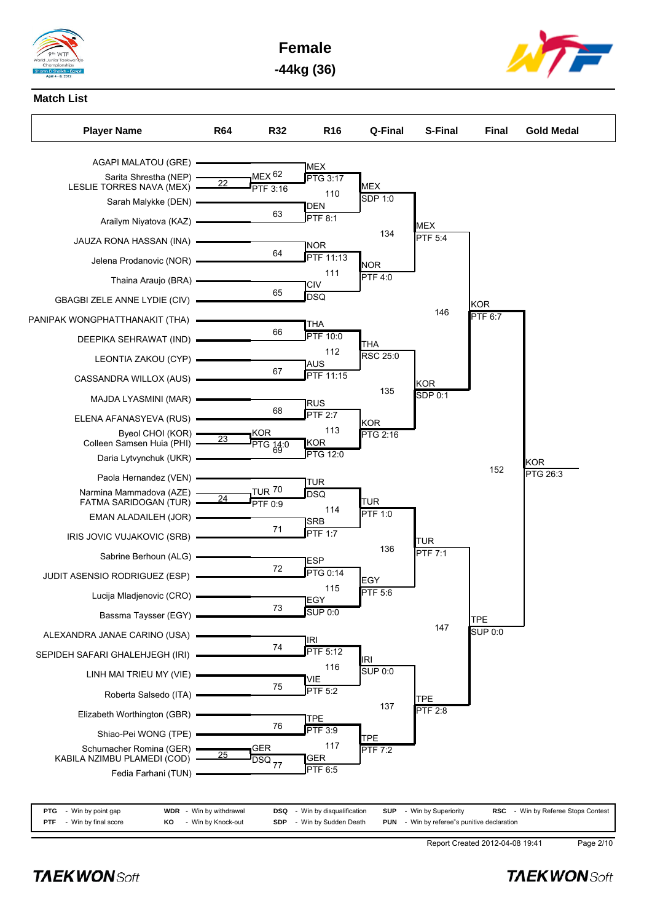# Female

## -44kg (36)

### Match List

| Player Name | R64 | R32 | R16 | Q-Final | S-Final | Final | Gold Medal |
|---|---|---|---|---|---|---|---|
| AGAPI MALATOU (GRE) | | | | | | | |
| Sarita Shrestha (NEP) | 22 | MEX 62 | MEX PTG 3:17 | | | | |
| LESLIE TORRES NAVA (MEX) | | PTF 3:16 | 110 | MEX SDP 1:0 | | | |
| Sarah Malykke (DEN) | | | DEN | | | | |
| Arailym Niyatova (KAZ) | | 63 | PTF 8:1 | 134 | MEX PTF 5:4 | | |
| JAUZA RONA HASSAN (INA) | | | NOR | | | | |
| Jelena Prodanovic (NOR) | | 64 | PTF 11:13 | | | | |
| | | | 111 | NOR PTF 4:0 | | | |
| Thaina Araujo (BRA) | | | CIV | | | | |
| GBAGBI ZELE ANNE LYDIE (CIV) | | 65 | DSQ | | 146 | KOR PTF 6:7 | |
| PANIPAK WONGPHATTHANAKIT (THA) | | | THA | | | | |
| DEEPIKA SEHRAWAT (IND) | | 66 | PTF 10:0 | | | | |
| | | | 112 | THA RSC 25:0 | | | |
| LEONTIA ZAKOU (CYP) | | | AUS | | | | |
| CASSANDRA WILLOX (AUS) | | 67 | PTF 11:15 | 135 | KOR SDP 0:1 | | |
| MAJDA LYASMINI (MAR) | | | RUS | | | | |
| ELENA AFANASYEVA (RUS) | | 68 | PTF 2:7 | | | | |
| Byeol CHOI (KOR) | 23 | KOR | 113 | KOR PTG 2:16 | | | |
| Colleen Samsen Huia (PHI) | | PTG 14:0 | KOR | | | | |
| Daria Lytvynchuk (UKR) | | 69 | PTG 12:0 | | | 152 | KOR PTG 26:3 |
| Paola Hernandez (VEN) | | | TUR | | | | |
| Narmina Mammadova (AZE) | 24 | TUR 70 | DSQ | | | | |
| FATMA SARIDOGAN (TUR) | | PTF 0:9 | 114 | TUR PTF 1:0 | | | |
| EMAN ALADAILEH (JOR) | | | SRB | | | | |
| IRIS JOVIC VUJAKOVIC (SRB) | | 71 | PTF 1:7 | 136 | TUR PTF 7:1 | | |
| Sabrine Berhoun (ALG) | | | ESP | | | | |
| JUDIT ASENSIO RODRIGUEZ (ESP) | | 72 | PTG 0:14 | | | | |
| | | | 115 | EGY PTF 5:6 | | | |
| Lucija Mladjenovic (CRO) | | | EGY | | | | |
| Bassma Taysser (EGY) | | 73 | SUP 0:0 | | 147 | TPE SUP 0:0 | |
| ALEXANDRA JANAE CARINO (USA) | | | IRI | | | | |
| SEPIDEH SAFARI GHALEHJEGH (IRI) | | 74 | PTF 5:12 | | | | |
| | | | 116 | IRI SUP 0:0 | | | |
| LINH MAI TRIEU MY (VIE) | | | VIE | | | | |
| Roberta Salsedo (ITA) | | 75 | PTF 5:2 | 137 | TPE PTF 2:8 | | |
| Elizabeth Worthington (GBR) | | | TPE | | | | |
| Shiao-Pei WONG (TPE) | | 76 | PTF 3:9 | | | | |
| Schumacher Romina (GER) | 25 | GER | 117 | TPE PTF 7:2 | | | |
| KABILA NZIMBU PLAMEDI (COD) | | DSQ 77 | GER | | | | |
| Fedia Farhani (TUN) | | | PTF 6:5 | | | | |

| | | | | |
|---|---|---|---|---|
| PTG - Win by point gap | WDR - Win by withdrawal | DSQ - Win by disqualification | SUP - Win by Superiority | RSC - Win by Referee Stops Contest |
| PTF - Win by final score | KO - Win by Knock-out | SDP - Win by Sudden Death | PUN - Win by referee"s punitive declaration | |

Report Created 2012-04-08 19:41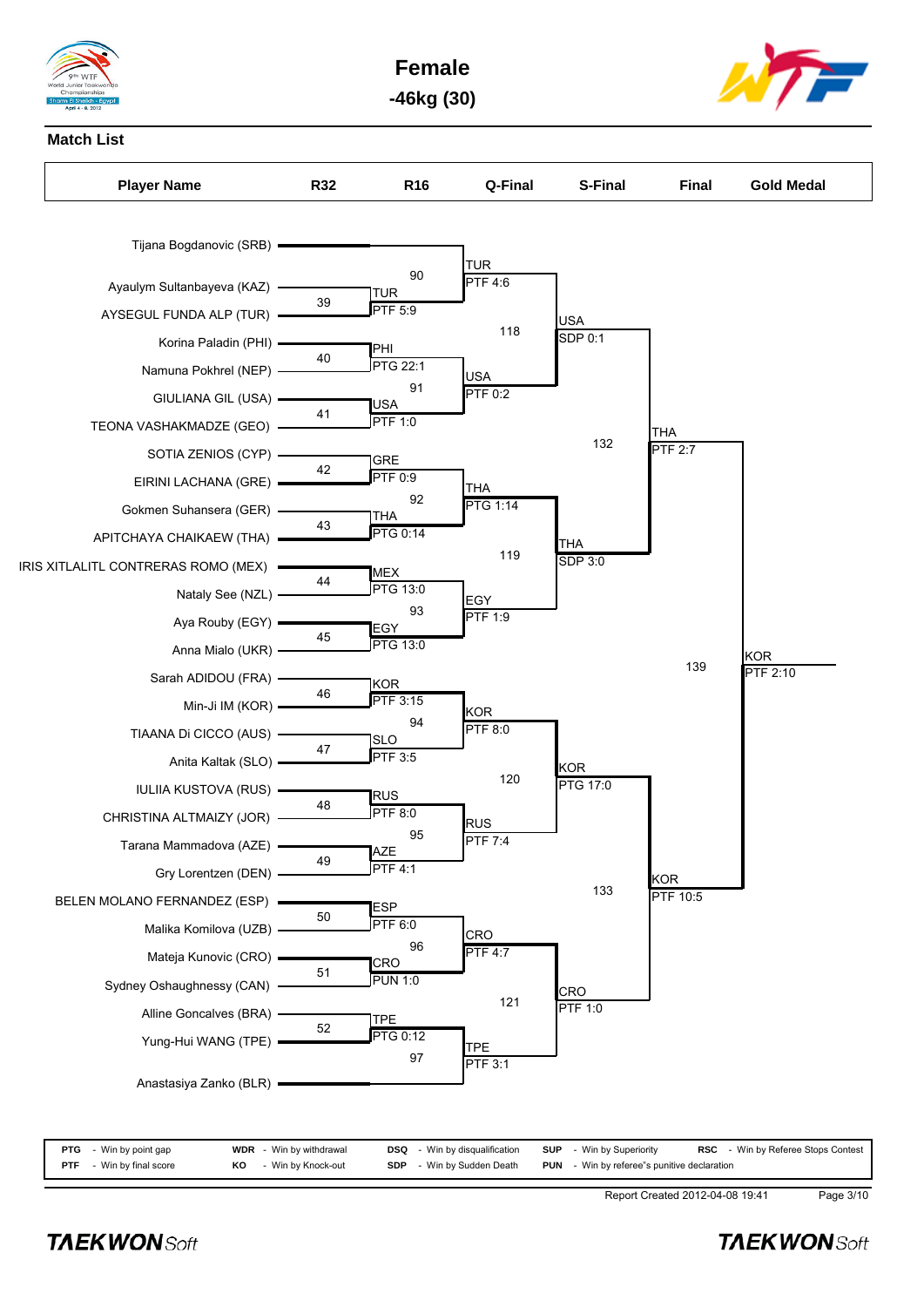# Female

## -46kg (30)

### Match List

| Player Name | R32 | R16 | Q-Final | S-Final | Final | Gold Medal |
|---|---|---|---|---|---|---|
| Tijana Bogdanovic (SRB) | | | | | | |
| Ayaulym Sultanbayeva (KAZ) | 39 | 90: TUR PTF 4:6 | 118: USA SDP 0:1 | 132: THA PTF 2:7 | 139: KOR PTF 2:10 | KOR |
| AYSEGUL FUNDA ALP (TUR) | TUR PTF 5:9 | | | | | |
| Korina Paladin (PHI) | 40 | 91: USA PTF 0:2 | | | | |
| Namuna Pokhrel (NEP) | PHI PTG 22:1 | | | | | |
| GIULIANA GIL (USA) | 41 | | | | | |
| TEONA VASHAKMADZE (GEO) | USA PTF 1:0 | | | | | |
| SOTIA ZENIOS (CYP) | 42 | 92: THA PTG 1:14 | 119: THA SDP 3:0 | | | |
| EIRINI LACHANA (GRE) | GRE PTF 0:9 | | | | | |
| Gokmen Suhansera (GER) | 43 | | | | | |
| APITCHAYA CHAIKAEW (THA) | THA PTG 0:14 | | | | | |
| IRIS XITLALITL CONTRERAS ROMO (MEX) | 44 | 93: EGY PTF 1:9 | | | | |
| Nataly See (NZL) | MEX PTG 13:0 | | | | | |
| Aya Rouby (EGY) | 45 | | | | | |
| Anna Mialo (UKR) | EGY PTG 13:0 | | | | | |
| Sarah ADIDOU (FRA) | 46 | 94: KOR PTF 8:0 | 120: KOR PTG 17:0 | 133: KOR PTF 10:5 | | |
| Min-Ji IM (KOR) | KOR PTF 3:15 | | | | | |
| TIAANA Di CICCO (AUS) | 47 | | | | | |
| Anita Kaltak (SLO) | SLO PTF 3:5 | | | | | |
| IULIIA KUSTOVA (RUS) | 48 | 95: RUS PTF 7:4 | | | | |
| CHRISTINA ALTMAIZY (JOR) | RUS PTF 8:0 | | | | | |
| Tarana Mammadova (AZE) | 49 | | | | | |
| Gry Lorentzen (DEN) | AZE PTF 4:1 | | | | | |
| BELEN MOLANO FERNANDEZ (ESP) | 50 | 96: CRO PTF 4:7 | 121: CRO PTF 1:0 | | | |
| Malika Komilova (UZB) | ESP PTF 6:0 | | | | | |
| Mateja Kunovic (CRO) | 51 | | | | | |
| Sydney Oshaughnessy (CAN) | CRO PUN 1:0 | | | | | |
| Alline Goncalves (BRA) | 52 | 97: TPE PTF 3:1 | | | | |
| Yung-Hui WANG (TPE) | TPE PTG 0:12 | | | | | |
| Anastasiya Zanko (BLR) | | | | | | |

| | | | | |
|---|---|---|---|---|
| **PTG** - Win by point gap | **WDR** - Win by withdrawal | **DSQ** - Win by disqualification | **SUP** - Win by Superiority | **RSC** - Win by Referee Stops Contest |
| **PTF** - Win by final score | **KO** - Win by Knock-out | **SDP** - Win by Sudden Death | **PUN** - Win by referee"s punitive declaration | |

Report Created 2012-04-08 19:41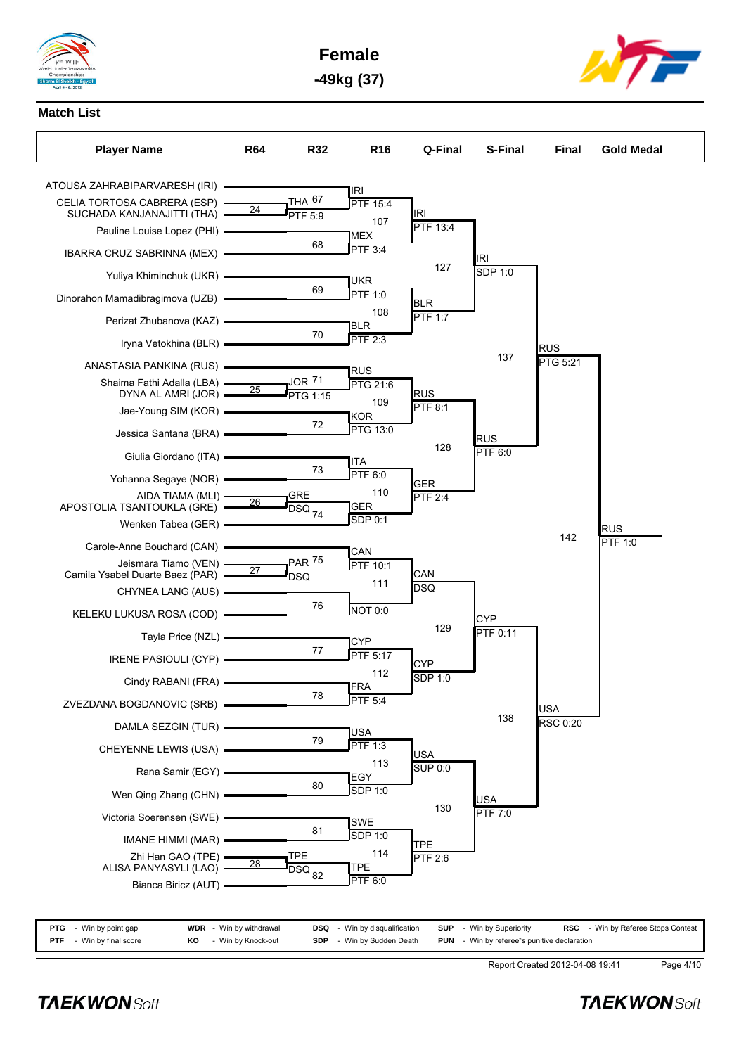# Female

## -49kg (37)

### Match List

**Player Name**

1. ATOUSA ZAHRABIPARVARESH (IRI)
2. CELIA TORTOSA CABRERA (ESP)
3. SUCHADA KANJANAJITTI (THA)
4. Pauline Louise Lopez (PHI)
5. IBARRA CRUZ SABRINNA (MEX)
6. Yuliya Khiminchuk (UKR)
7. Dinorahon Mamadibragimova (UZB)
8. Perizat Zhubanova (KAZ)
9. Iryna Vetokhina (BLR)
10. ANASTASIA PANKINA (RUS)
11. Shaima Fathi Adalla (LBA)
12. DYNA AL AMRI (JOR)
13. Jae-Young SIM (KOR)
14. Jessica Santana (BRA)
15. Giulia Giordano (ITA)
16. Yohanna Segaye (NOR)
17. AIDA TIAMA (MLI)
18. APOSTOLIA TSANTOUKLA (GRE)
19. Wenken Tabea (GER)
20. Carole-Anne Bouchard (CAN)
21. Jeismara Tiamo (VEN)
22. Camila Ysabel Duarte Baez (PAR)
23. CHYNEA LANG (AUS)
24. KELEKU LUKUSA ROSA (COD)
25. Tayla Price (NZL)
26. IRENE PASIOULI (CYP)
27. Cindy RABANI (FRA)
28. ZVEZDANA BOGDANOVIC (SRB)
29. DAMLA SEZGIN (TUR)
30. CHEYENNE LEWIS (USA)
31. Rana Samir (EGY)
32. Wen Qing Zhang (CHN)
33. Victoria Soerensen (SWE)
34. IMANE HIMMI (MAR)
35. Zhi Han GAO (TPE)
36. ALISA PANYASYLI (LAO)
37. Bianca Biricz (AUT)

**R64**

| Match | Winner | Result |
|---|---|---|
| 24 | THA | PTF 5:9 |
| 25 | JOR | PTG 1:15 |
| 26 | GRE | DSQ |
| 27 | PAR | DSQ |
| 28 | TPE | DSQ |

**R32**

| Match | Winner | Result |
|---|---|---|
| 67 | IRI | PTF 15:4 |
| 68 | MEX | PTF 3:4 |
| 69 | UKR | PTF 1:0 |
| 70 | BLR | PTF 2:3 |
| 71 | RUS | PTG 21:6 |
| 72 | KOR | PTG 13:0 |
| 73 | ITA | PTF 6:0 |
| 74 | GER | SDP 0:1 |
| 75 | CAN | PTF 10:1 |
| 76 | NOT | 0:0 |
| 77 | CYP | PTF 5:17 |
| 78 | FRA | PTF 5:4 |
| 79 | USA | PTF 1:3 |
| 80 | EGY | SDP 1:0 |
| 81 | SWE | SDP 1:0 |
| 82 | TPE | PTF 6:0 |

**R16**

| Match | Winner | Result |
|---|---|---|
| 107 | IRI | PTF 13:4 |
| 108 | BLR | PTF 1:7 |
| 109 | RUS | PTF 8:1 |
| 110 | GER | PTF 2:4 |
| 111 | CAN | DSQ |
| 112 | CYP | SDP 1:0 |
| 113 | USA | SUP 0:0 |
| 114 | TPE | PTF 2:6 |

**Q-Final**

| Match | Winner | Result |
|---|---|---|
| 127 | IRI | SDP 1:0 |
| 128 | RUS | PTF 6:0 |
| 129 | CYP | PTF 0:11 |
| 130 | USA | PTF 7:0 |

**S-Final**

| Match | Winner | Result |
|---|---|---|
| 137 | RUS | PTG 5:21 |
| 138 | USA | RSC 0:20 |

**Final**

| Match | Winner | Result |
|---|---|---|
| 142 | RUS | PTF 1:0 |

**Gold Medal:** RUS

| | | | | | | | | | |
|---|---|---|---|---|---|---|---|---|---|
| PTG | - Win by point gap | WDR | - Win by withdrawal | DSQ | - Win by disqualification | SUP | - Win by Superiority | RSC | - Win by Referee Stops Contest |
| PTF | - Win by final score | KO | - Win by Knock-out | SDP | - Win by Sudden Death | PUN | - Win by referee"s punitive declaration | | |

Report Created 2012-04-08 19:41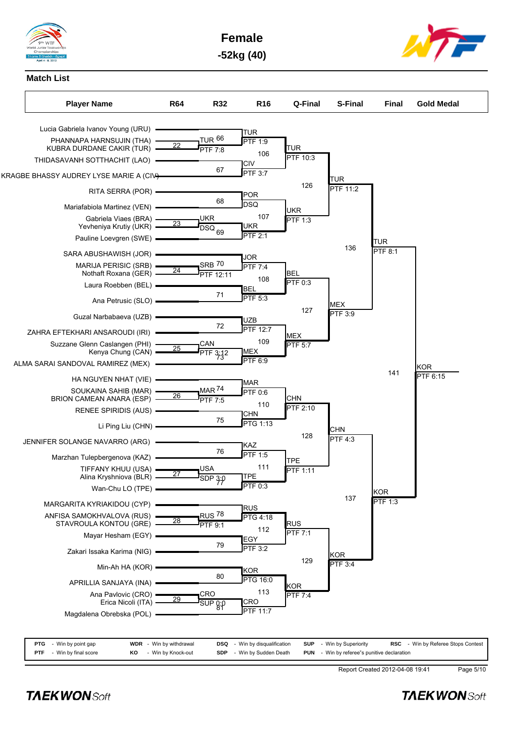# Female

## -52kg (40)

### Match List

| Player Name | R64 | R32 | R16 | Q-Final | S-Final | Final | Gold Medal |
|---|---|---|---|---|---|---|---|
| Lucia Gabriela Ivanov Young (URU) | | | TUR PTF 1:9 | TUR PTF 10:3 | TUR PTF 11:2 | TUR PTF 8:1 | KOR PTF 6:15 |
| PHANNAPA HARNSUJIN (THA) | 22 | TUR PTF 7:8 (66) | | | | | |
| KUBRA DURDANE CAKIR (TUR) | | | | | | | |
| THIDASAVANH SOTTHACHIT (LAO) | | 67 | CIV PTF 3:7 | (106) | | | |
| KRAGBE BHASSY AUDREY LYSE MARIE A (CIV) | | | | | | | |
| RITA SERRA (POR) | | 68 | POR DSQ | UKR PTF 1:3 | (126) | | |
| Mariafabiola Martinez (VEN) | | | | | | | |
| Gabriela Viaes (BRA) | 23 | UKR DSQ (69) | UKR PTF 2:1 | (107) | | | |
| Yevheniya Krutiy (UKR) | | | | | | | |
| Pauline Loevgren (SWE) | | | | | | | |
| SARA ABUSHAWISH (JOR) | | | JOR PTF 7:4 | BEL PTF 0:3 | MEX PTF 3:9 | (136) | |
| MARIJA PERISIC (SRB) | 24 | SRB PTF 12:11 (70) | | | | | |
| Nothaft Roxana (GER) | | | | | | | |
| Laura Roebben (BEL) | | 71 | BEL PTF 5:3 | (108) | | | |
| Ana Petrusic (SLO) | | | | | | | |
| Guzal Narbabaeva (UZB) | | 72 | UZB PTF 12:7 | MEX PTF 5:7 | (127) | | |
| ZAHRA EFTEKHARI ANSAROUDI (IRI) | | | | | | | |
| Suzzane Glenn Caslangen (PHI) | 25 | CAN PTF 3:12 (73) | MEX PTF 6:9 | (109) | | | |
| Kenya Chung (CAN) | | | | | | | |
| ALMA SARAI SANDOVAL RAMIREZ (MEX) | | | | | | (141) | |
| HA NGUYEN NHAT (VIE) | | | MAR PTF 0:6 | CHN PTF 2:10 | CHN PTF 4:3 | KOR PTF 1:3 | |
| SOUKAINA SAHIB (MAR) | 26 | MAR PTF 7:5 (74) | | | | | |
| BRION CAMEAN ANARA (ESP) | | | | | | | |
| RENEE SPIRIDIS (AUS) | | 75 | CHN PTG 1:13 | (110) | | | |
| Li Ping Liu (CHN) | | | | | | | |
| JENNIFER SOLANGE NAVARRO (ARG) | | 76 | KAZ PTF 1:5 | TPE PTF 1:11 | (128) | | |
| Marzhan Tulepbergenova (KAZ) | | | | | | | |
| TIFFANY KHUU (USA) | 27 | USA SDP 3:0 (77) | TPE PTF 0:3 | (111) | | | |
| Alina Kryshniova (BLR) | | | | | | | |
| Wan-Chu LO (TPE) | | | | | | (137) | |
| MARGARITA KYRIAKIDOU (CYP) | | | RUS PTG 4:18 | RUS PTF 7:1 | KOR PTF 3:4 | | |
| ANFISA SAMOKHVALOVA (RUS) | 28 | RUS PTF 9:1 (78) | | | | | |
| STAVROULA KONTOU (GRE) | | | | | | | |
| Mayar Hesham (EGY) | | 79 | EGY PTF 3:2 | (112) | | | |
| Zakari Issaka Karima (NIG) | | | | | | | |
| Min-Ah HA (KOR) | | 80 | KOR PTG 16:0 | KOR PTF 7:4 | (129) | | |
| APRILLIA SANJAYA (INA) | | | | | | | |
| Ana Pavlovic (CRO) | 29 | CRO SUP 0:0 (81) | CRO PTF 11:7 | (113) | | | |
| Erica Nicoli (ITA) | | | | | | | |
| Magdalena Obrebska (POL) | | | | | | | |

| | | | | |
|---|---|---|---|---|
| PTG - Win by point gap | WDR - Win by withdrawal | DSQ - Win by disqualification | SUP - Win by Superiority | RSC - Win by Referee Stops Contest |
| PTF - Win by final score | KO - Win by Knock-out | SDP - Win by Sudden Death | PUN - Win by referee"s punitive declaration | |

Report Created 2012-04-08 19:41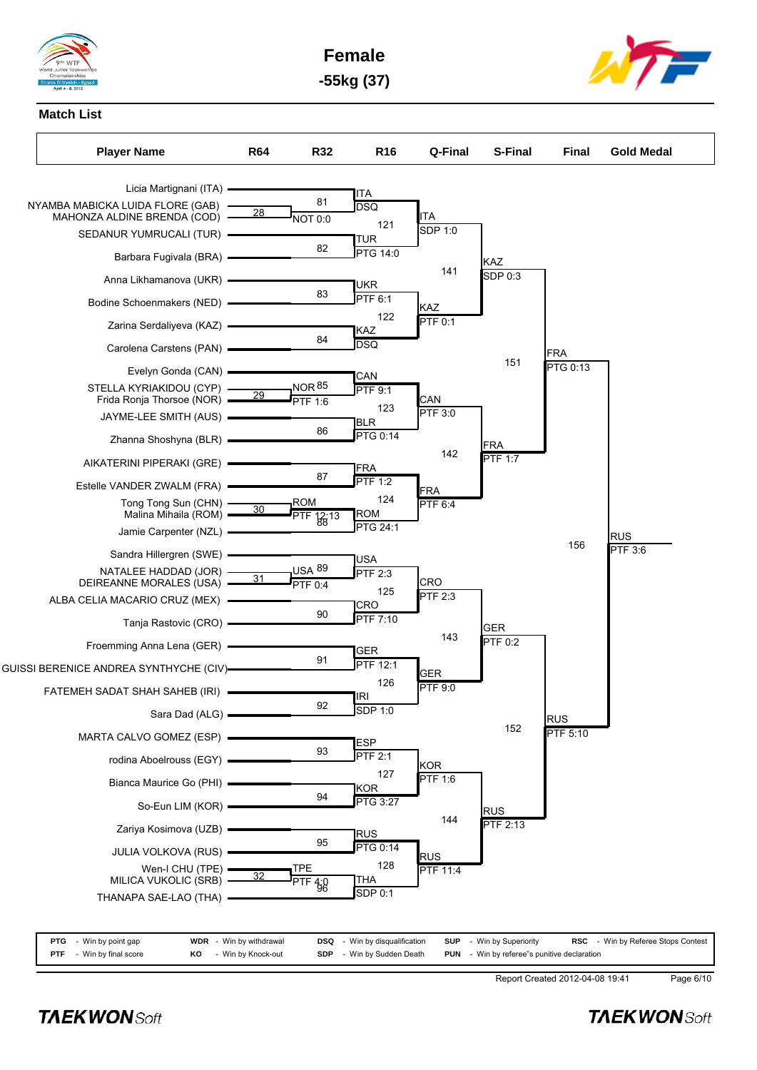# Female

## -55kg (37)

### Match List

| Player Name | R64 | R32 | R16 | Q-Final | S-Final | Final | Gold Medal |
|---|---|---|---|---|---|---|---|
| Licia Martignani (ITA) | | | | | | | |
| NYAMBA MABICKA LUIDA FLORE (GAB) | 28 | 81 | ITA DSQ | | | | |
| MAHONZA ALDINE BRENDA (COD) | | NOT 0:0 | | 121 ITA SDP 1:0 | | | |
| SEDANUR YUMRUCALI (TUR) | | | | | | | |
| Barbara Fugivala (BRA) | | 82 | TUR PTG 14:0 | | | | |
| Anna Likhamanova (UKR) | | | | | 141 KAZ SDP 0:3 | | |
| Bodine Schoenmakers (NED) | | 83 | UKR PTF 6:1 | | | | |
| Zarina Serdaliyeva (KAZ) | | | | 122 KAZ PTF 0:1 | | | |
| Carolena Carstens (PAN) | | 84 | KAZ DSQ | | | | |
| Evelyn Gonda (CAN) | | | | | | 151 FRA PTG 0:13 | |
| STELLA KYRIAKIDOU (CYP) | 29 | NOR 85 | CAN PTF 9:1 | | | | |
| Frida Ronja Thorsoe (NOR) | | PTF 1:6 | | 123 CAN PTF 3:0 | | | |
| JAYME-LEE SMITH (AUS) | | | | | | | |
| Zhanna Shoshyna (BLR) | | 86 | BLR PTG 0:14 | | | | |
| AIKATERINI PIPERAKI (GRE) | | | | | 142 FRA PTF 1:7 | | |
| Estelle VANDER ZWALM (FRA) | | 87 | FRA PTF 1:2 | | | | |
| Tong Tong Sun (CHN) | 30 | ROM 88 | | 124 FRA PTF 6:4 | | | |
| Malina Mihaila (ROM) | | PTF 12:13 | | | | | |
| Jamie Carpenter (NZL) | | | ROM PTG 24:1 | | | | |
| Sandra Hillergren (SWE) | | | | | | | 156 RUS PTF 3:6 |
| NATALEE HADDAD (JOR) | 31 | USA 89 | USA PTF 2:3 | | | | |
| DEIREANNE MORALES (USA) | | PTF 0:4 | | 125 CRO PTF 2:3 | | | |
| ALBA CELIA MACARIO CRUZ (MEX) | | | | | | | |
| Tanja Rastovic (CRO) | | 90 | CRO PTF 7:10 | | | | |
| Froemming Anna Lena (GER) | | | | | 143 GER PTF 0:2 | | |
| GUISSI BERENICE ANDREA SYNTHYCHE (CIV) | | 91 | GER PTF 12:1 | | | | |
| FATEMEH SADAT SHAH SAHEB (IRI) | | | | 126 GER PTF 9:0 | | | |
| Sara Dad (ALG) | | 92 | IRI SDP 1:0 | | | | |
| MARTA CALVO GOMEZ (ESP) | | | | | | 152 RUS PTF 5:10 | |
| rodina Aboelrouss (EGY) | | 93 | ESP PTF 2:1 | | | | |
| Bianca Maurice Go (PHI) | | | | 127 KOR PTF 1:6 | | | |
| So-Eun LIM (KOR) | | 94 | KOR PTG 3:27 | | | | |
| Zariya Kosimova (UZB) | | | | | 144 RUS PTF 2:13 | | |
| JULIA VOLKOVA (RUS) | | 95 | RUS PTG 0:14 | | | | |
| Wen-I CHU (TPE) | 32 | TPE 96 | | 128 RUS PTF 11:4 | | | |
| MILICA VUKOLIC (SRB) | | PTF 4:0 | | | | | |
| THANAPA SAE-LAO (THA) | | | THA SDP 0:1 | | | | |

| | | | | | | | | | |
|---|---|---|---|---|---|---|---|---|---|
| PTG | Win by point gap | WDR | Win by withdrawal | DSQ | Win by disqualification | SUP | Win by Superiority | RSC | Win by Referee Stops Contest |
| PTF | Win by final score | KO | Win by Knock-out | SDP | Win by Sudden Death | PUN | Win by referee"s punitive declaration | | |

Report Created 2012-04-08 19:41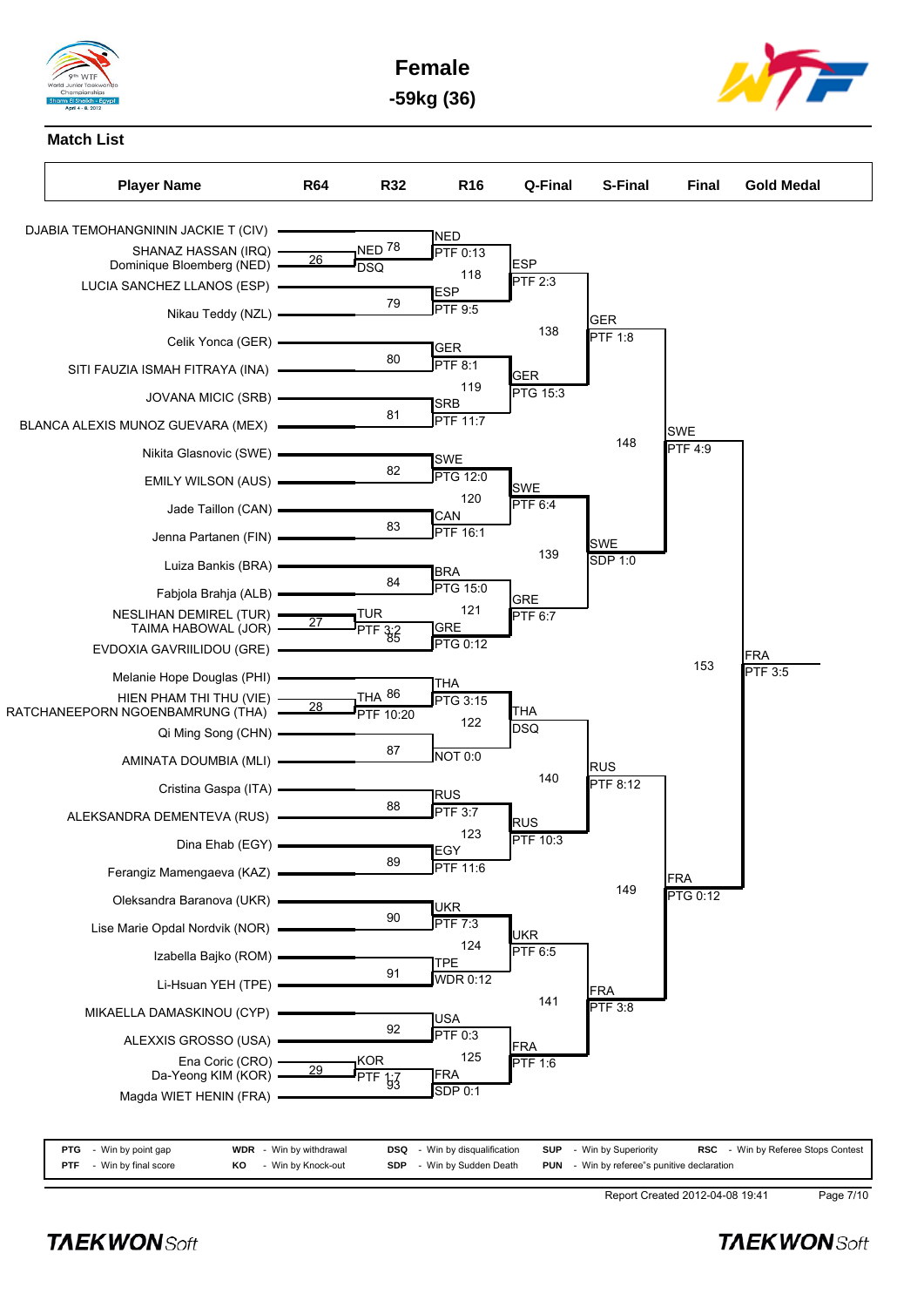# Female

## -59kg (36)

### Match List

| Player Name | R64 | R32 | R16 | Q-Final | S-Final | Final | Gold Medal |
|---|---|---|---|---|---|---|---|
| DJABIA TEMOHANGNININ JACKIE T (CIV) | | | | | | | |
| SHANAZ HASSAN (IRQ) | 26 | NED 78 | | | | | |
| Dominique Bloemberg (NED) | | DSQ | NED | | | | |
| LUCIA SANCHEZ LLANOS (ESP) | | | PTF 0:13 | | | | |
| | | | 118 | ESP | | | |
| Nikau Teddy (NZL) | | 79 | ESP | PTF 2:3 | | | |
| | | | PTF 9:5 | | | | |
| Celik Yonca (GER) | | | | 138 | GER | | |
| SITI FAUZIA ISMAH FITRAYA (INA) | | 80 | GER | | PTF 1:8 | | |
| | | | PTF 8:1 | | | | |
| JOVANA MICIC (SRB) | | | 119 | GER | | | |
| BLANCA ALEXIS MUNOZ GUEVARA (MEX) | | 81 | SRB | PTG 15:3 | | | |
| | | | PTF 11:7 | | | | |
| Nikita Glasnovic (SWE) | | | | | 148 | SWE | |
| EMILY WILSON (AUS) | | 82 | SWE | | | PTF 4:9 | |
| | | | PTG 12:0 | | | | |
| Jade Taillon (CAN) | | | 120 | SWE | | | |
| Jenna Partanen (FIN) | | 83 | CAN | PTF 6:4 | | | |
| | | | PTF 16:1 | | | | |
| Luiza Bankis (BRA) | | | | 139 | SWE | | |
| Fabjola Brahja (ALB) | | 84 | BRA | | SDP 1:0 | | |
| | | | PTG 15:0 | | | | |
| NESLIHAN DEMIREL (TUR) | 27 | TUR | 121 | GRE | | | |
| TAIMA HABOWAL (JOR) | | PTF 3:2 | | PTF 6:7 | | | |
| EVDOXIA GAVRIILIDOU (GRE) | | 85 | GRE | | | | |
| | | | PTG 0:12 | | | | |
| Melanie Hope Douglas (PHI) | | | | | | 153 | FRA |
| HIEN PHAM THI THU (VIE) | 28 | THA 86 | THA | | | | PTF 3:5 |
| RATCHANEEPORN NGOENBAMRUNG (THA) | | PTF 10:20 | PTG 3:15 | | | | |
| Qi Ming Song (CHN) | | | 122 | THA | | | |
| AMINATA DOUMBIA (MLI) | | 87 | NOT 0:0 | DSQ | | | |
| Cristina Gaspa (ITA) | | | | 140 | RUS | | |
| ALEKSANDRA DEMENTEVA (RUS) | | 88 | RUS | | PTF 8:12 | | |
| | | | PTF 3:7 | | | | |
| Dina Ehab (EGY) | | | 123 | RUS | | | |
| Ferangiz Mamengaeva (KAZ) | | 89 | EGY | PTF 10:3 | | | |
| | | | PTF 11:6 | | | | |
| Oleksandra Baranova (UKR) | | | | | 149 | FRA | |
| Lise Marie Opdal Nordvik (NOR) | | 90 | UKR | | | PTG 0:12 | |
| | | | PTF 7:3 | | | | |
| Izabella Bajko (ROM) | | | 124 | UKR | | | |
| Li-Hsuan YEH (TPE) | | 91 | TPE | PTF 6:5 | | | |
| | | | WDR 0:12 | | | | |
| MIKAELLA DAMASKINOU (CYP) | | | | 141 | FRA | | |
| ALEXXIS GROSSO (USA) | | 92 | USA | | PTF 3:8 | | |
| | | | PTF 0:3 | | | | |
| Ena Coric (CRO) | 29 | KOR | 125 | FRA | | | |
| Da-Yeong KIM (KOR) | | PTF 1:7 | | PTF 1:6 | | | |
| Magda WIET HENIN (FRA) | | 93 | FRA | | | | |
| | | | SDP 0:1 | | | | |

| | | | | |
|---|---|---|---|---|
| PTG - Win by point gap | WDR - Win by withdrawal | DSQ - Win by disqualification | SUP - Win by Superiority | RSC - Win by Referee Stops Contest |
| PTF - Win by final score | KO - Win by Knock-out | SDP - Win by Sudden Death | PUN - Win by referee"s punitive declaration | |

Report Created 2012-04-08 19:41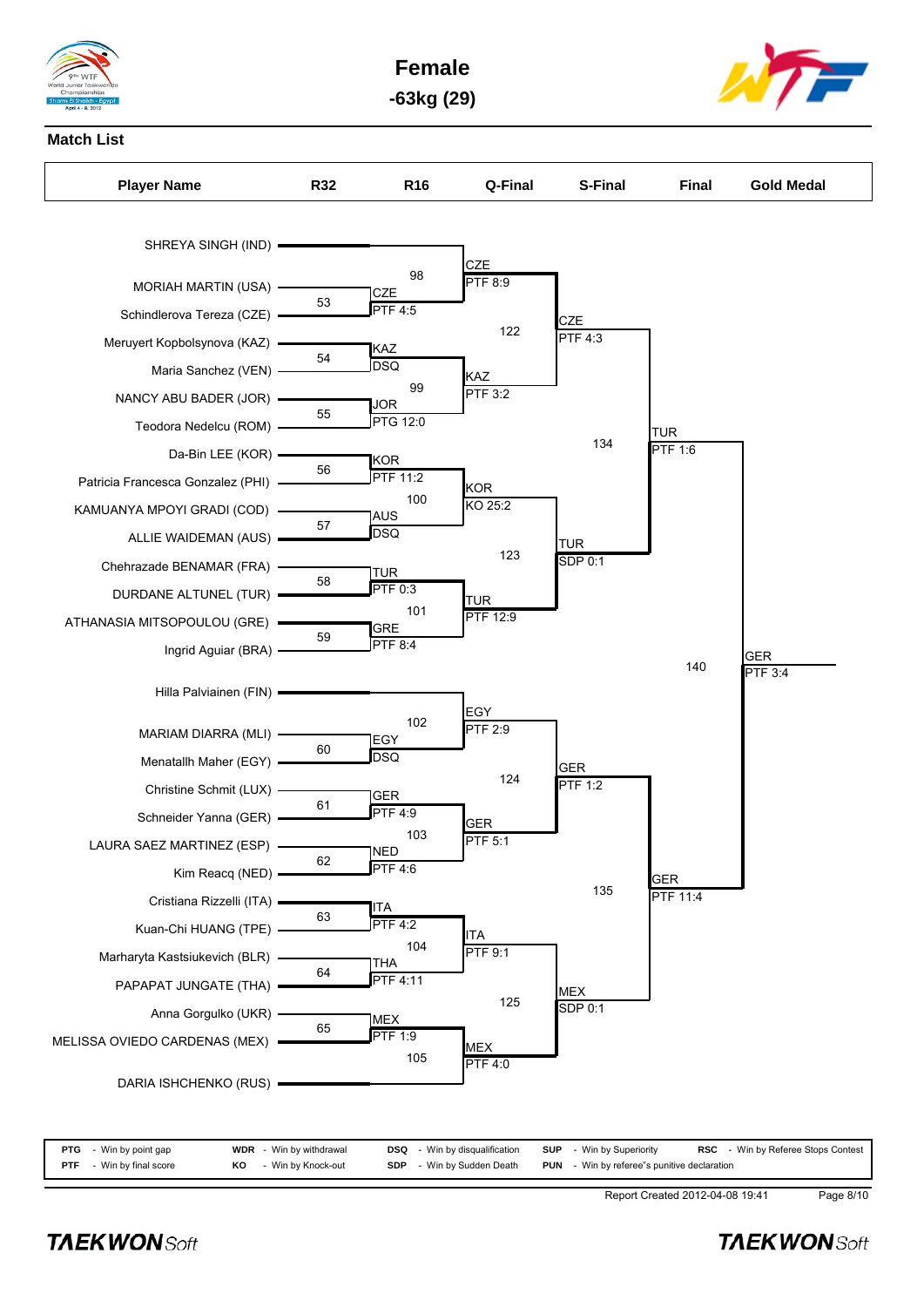# Female

## -63kg (29)

**Match List**

| Player Name | R32 | R16 | Q-Final | S-Final | Final | Gold Medal |
|---|---|---|---|---|---|---|
| SHREYA SINGH (IND) | | | | | | |
| MORIAH MARTIN (USA) | 53 | | | | | |
| Schindlerova Tereza (CZE) | | CZE PTF 4:5 | | | | |
| | | 98 | CZE PTF 8:9 | | | |
| Meruyert Kopbolsynova (KAZ) | 54 | KAZ DSQ | | | | |
| Maria Sanchez (VEN) | | | | | | |
| | | | 122 | CZE PTF 4:3 | | |
| NANCY ABU BADER (JOR) | 55 | JOR PTG 12:0 | | | | |
| Teodora Nedelcu (ROM) | | | | | | |
| | | 99 | KAZ PTF 3:2 | | | |
| | | | | 134 | TUR PTF 1:6 | |
| Da-Bin LEE (KOR) | 56 | KOR PTF 11:2 | | | | |
| Patricia Francesca Gonzalez (PHI) | | | | | | |
| | | 100 | KOR KO 25:2 | | | |
| KAMUANYA MPOYI GRADI (COD) | 57 | AUS DSQ | | | | |
| ALLIE WAIDEMAN (AUS) | | | | | | |
| | | | 123 | TUR SDP 0:1 | | |
| Chehrazade BENAMAR (FRA) | 58 | TUR PTF 0:3 | | | | |
| DURDANE ALTUNEL (TUR) | | | | | | |
| | | 101 | TUR PTF 12:9 | | | |
| ATHANASIA MITSOPOULOU (GRE) | 59 | GRE PTF 8:4 | | | | |
| Ingrid Aguiar (BRA) | | | | | | |
| | | | | | 140 | GER PTF 3:4 |
| Hilla Palviainen (FIN) | | | | | | |
| | | 102 | EGY PTF 2:9 | | | |
| MARIAM DIARRA (MLI) | 60 | EGY DSQ | | | | |
| Menatallh Maher (EGY) | | | | | | |
| | | | 124 | GER PTF 1:2 | | |
| Christine Schmit (LUX) | 61 | GER PTF 4:9 | | | | |
| Schneider Yanna (GER) | | | | | | |
| | | 103 | GER PTF 5:1 | | | |
| LAURA SAEZ MARTINEZ (ESP) | 62 | NED PTF 4:6 | | | | |
| Kim Reacq (NED) | | | | | | |
| | | | | 135 | GER PTF 11:4 | |
| Cristiana Rizzelli (ITA) | 63 | ITA PTF 4:2 | | | | |
| Kuan-Chi HUANG (TPE) | | | | | | |
| | | 104 | ITA PTF 9:1 | | | |
| Marharyta Kastsiukevich (BLR) | 64 | THA PTF 4:11 | | | | |
| PAPAPAT JUNGATE (THA) | | | | | | |
| | | | 125 | MEX SDP 0:1 | | |
| Anna Gorgulko (UKR) | 65 | MEX PTF 1:9 | | | | |
| MELISSA OVIEDO CARDENAS (MEX) | | | | | | |
| | | 105 | MEX PTF 4:0 | | | |
| DARIA ISHCHENKO (RUS) | | | | | | |

| | | | | | | | | | |
|---|---|---|---|---|---|---|---|---|---|
| PTG | - Win by point gap | WDR | - Win by withdrawal | DSQ | - Win by disqualification | SUP | - Win by Superiority | RSC | - Win by Referee Stops Contest |
| PTF | - Win by final score | KO | - Win by Knock-out | SDP | - Win by Sudden Death | PUN | - Win by referee"s punitive declaration | | |

Report Created 2012-04-08 19:41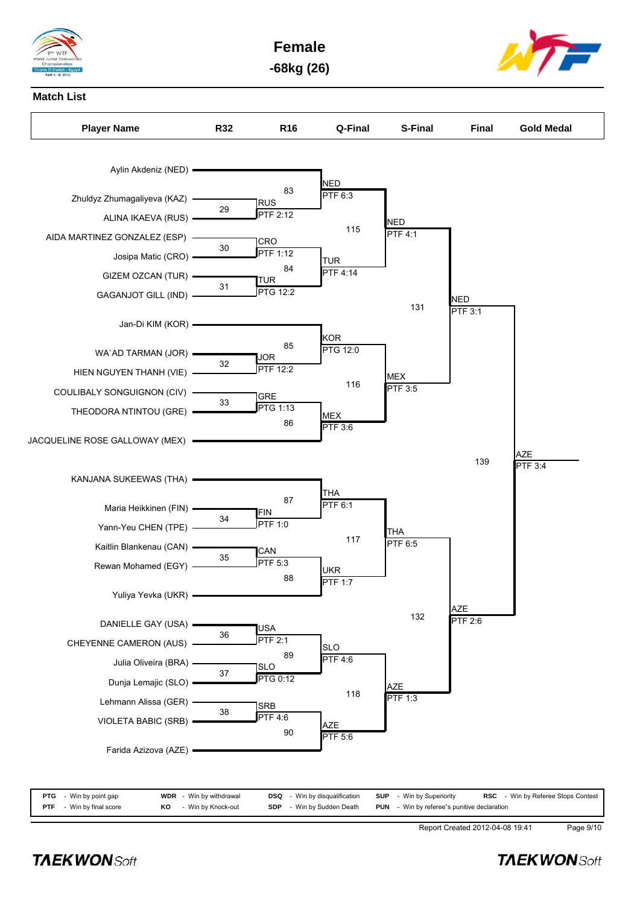# Female

## -68kg (26)

### Match List

| Player Name | R32 | R16 | Q-Final | S-Final | Final | Gold Medal |
|---|---|---|---|---|---|---|
| Aylin Akdeniz (NED) | | | | | | |
| Zhuldyz Zhumagaliyeva (KAZ) | 29 | 83 | NED PTF 6:3 | | | |
| ALINA IKAEVA (RUS) | RUS PTF 2:12 | | | 115 | | |
| AIDA MARTINEZ GONZALEZ (ESP) | 30 | CRO | | NED PTF 4:1 | | |
| Josipa Matic (CRO) | CRO PTF 1:12 | 84 | TUR PTF 4:14 | | | |
| GIZEM OZCAN (TUR) | 31 | TUR PTG 12:2 | | | | |
| GAGANJOT GILL (IND) | | | | | 131 | |
| | | | | | NED PTF 3:1 | |
| Jan-Di KIM (KOR) | | | | | | |
| WA`AD TARMAN (JOR) | 32 | 85 | KOR PTG 12:0 | | | |
| HIEN NGUYEN THANH (VIE) | | JOR PTF 12:2 | | 116 | | |
| COULIBALY SONGUIGNON (CIV) | 33 | GRE | | MEX PTF 3:5 | | |
| THEODORA NTINTOU (GRE) | | GRE PTG 1:13 | 86 | | | |
| JACQUELINE ROSE GALLOWAY (MEX) | | | MEX PTF 3:6 | | | |
| | | | | | 139 | AZE PTF 3:4 |
| KANJANA SUKEEWAS (THA) | | | | | | |
| Maria Heikkinen (FIN) | 34 | 87 | THA PTF 6:1 | | | |
| Yann-Yeu CHEN (TPE) | | FIN PTF 1:0 | | 117 | | |
| Kaitlin Blankenau (CAN) | 35 | CAN | | THA PTF 6:5 | | |
| Rewan Mohamed (EGY) | | CAN PTF 5:3 | 88 | | | |
| Yuliya Yevka (UKR) | | | UKR PTF 1:7 | | | |
| | | | | | 132 | |
| DANIELLE GAY (USA) | 36 | USA PTF 2:1 | | | AZE PTF 2:6 | |
| CHEYENNE CAMERON (AUS) | | 89 | SLO PTF 4:6 | | | |
| Julia Oliveira (BRA) | 37 | SLO | | | | |
| Dunja Lemajic (SLO) | | SLO PTG 0:12 | | 118 | | |
| Lehmann Alissa (GER) | 38 | SRB | | AZE PTF 1:3 | | |
| VIOLETA BABIC (SRB) | | SRB PTF 4:6 | 90 | | | |
| Farida Azizova (AZE) | | | AZE PTF 5:6 | | | |

| | | | | | | | | | |
|---|---|---|---|---|---|---|---|---|---|
| PTG | - Win by point gap | WDR | - Win by withdrawal | DSQ | - Win by disqualification | SUP | - Win by Superiority | RSC | - Win by Referee Stops Contest |
| PTF | - Win by final score | KO | - Win by Knock-out | SDP | - Win by Sudden Death | PUN | - Win by referee"s punitive declaration | | |

Report Created 2012-04-08 19:41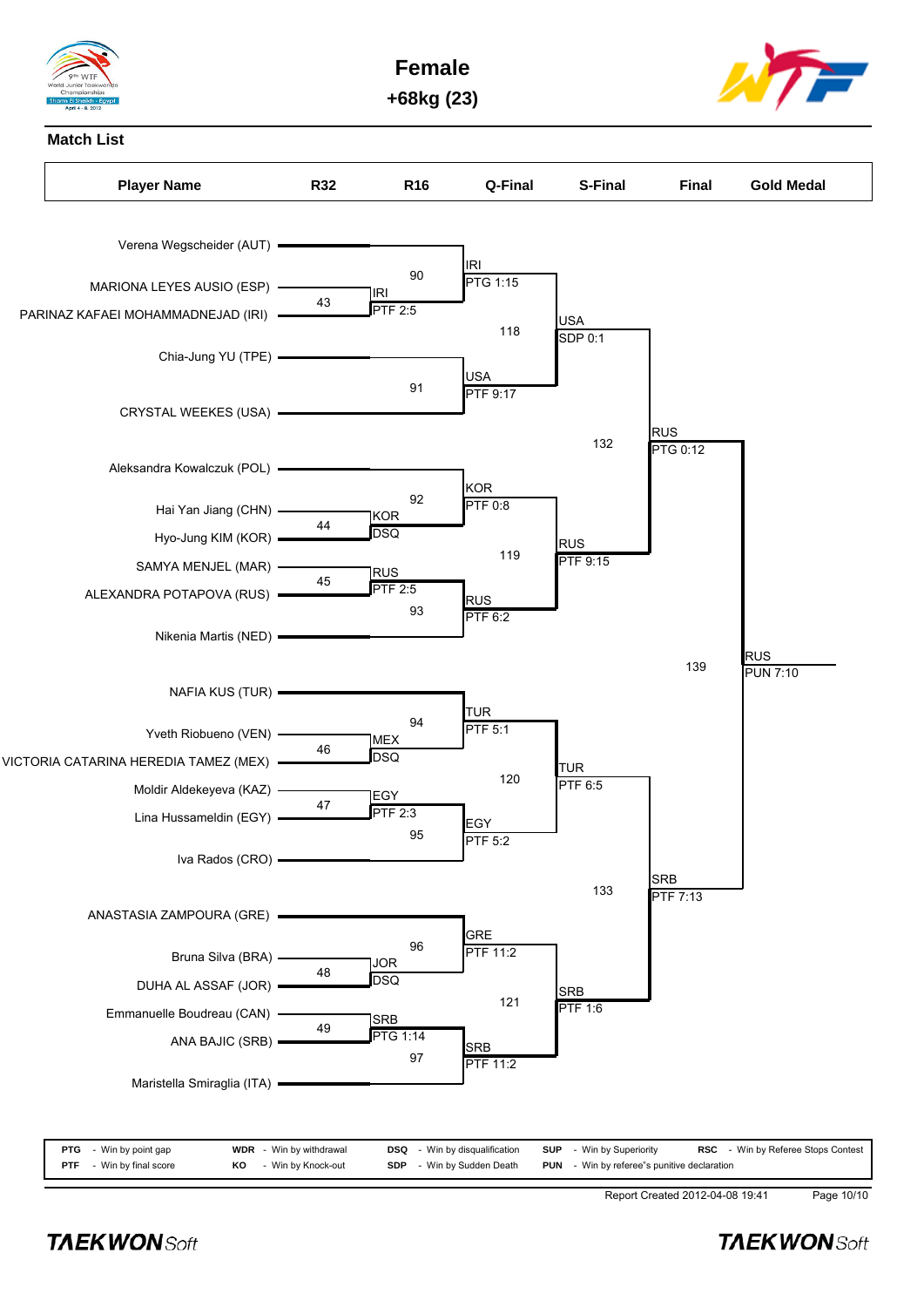# Female

## +68kg (23)

**Match List**

Player Name | R32 | R16 | Q-Final | S-Final | Final | Gold Medal

Verena Wegscheider (AUT)
MARIONA LEYES AUSIO (ESP)
PARINAZ KAFAEI MOHAMMADNEJAD (IRI)
Chia-Jung YU (TPE)
CRYSTAL WEEKES (USA)
Aleksandra Kowalczuk (POL)
Hai Yan Jiang (CHN)
Hyo-Jung KIM (KOR)
SAMYA MENJEL (MAR)
ALEXANDRA POTAPOVA (RUS)
Nikenia Martis (NED)
NAFIA KUS (TUR)
Yveth Riobueno (VEN)
VICTORIA CATARINA HEREDIA TAMEZ (MEX)
Moldir Aldekeyeva (KAZ)
Lina Hussameldin (EGY)
Iva Rados (CRO)
ANASTASIA ZAMPOURA (GRE)
Bruna Silva (BRA)
DUHA AL ASSAF (JOR)
Emmanuelle Boudreau (CAN)
ANA BAJIC (SRB)
Maristella Smiraglia (ITA)

43 IRI PTF 2:5
90 IRI PTG 1:15
91 USA PTF 9:17
118 USA SDP 0:1
44 KOR DSQ
92 KOR PTF 0:8
45 RUS PTF 2:5
93 RUS PTF 6:2
119 RUS PTF 9:15
132 RUS PTG 0:12
46 MEX DSQ
94 TUR PTF 5:1
47 EGY PTF 2:3
95 EGY PTF 5:2
120 TUR PTF 6:5
48 JOR DSQ
96 GRE PTF 11:2
49 SRB PTG 1:14
97 SRB PTF 11:2
121 SRB PTF 1:6
133 SRB PTF 7:13
139 RUS PUN 7:10

| | | | | | | | | |
|---|---|---|---|---|---|---|---|---|
| PTG | - Win by point gap | WDR | - Win by withdrawal | DSQ | - Win by disqualification | SUP | - Win by Superiority | RSC - Win by Referee Stops Contest |
| PTF | - Win by final score | KO | - Win by Knock-out | SDP | - Win by Sudden Death | PUN | - Win by referee"s punitive declaration | |

Report Created 2012-04-08 19:41